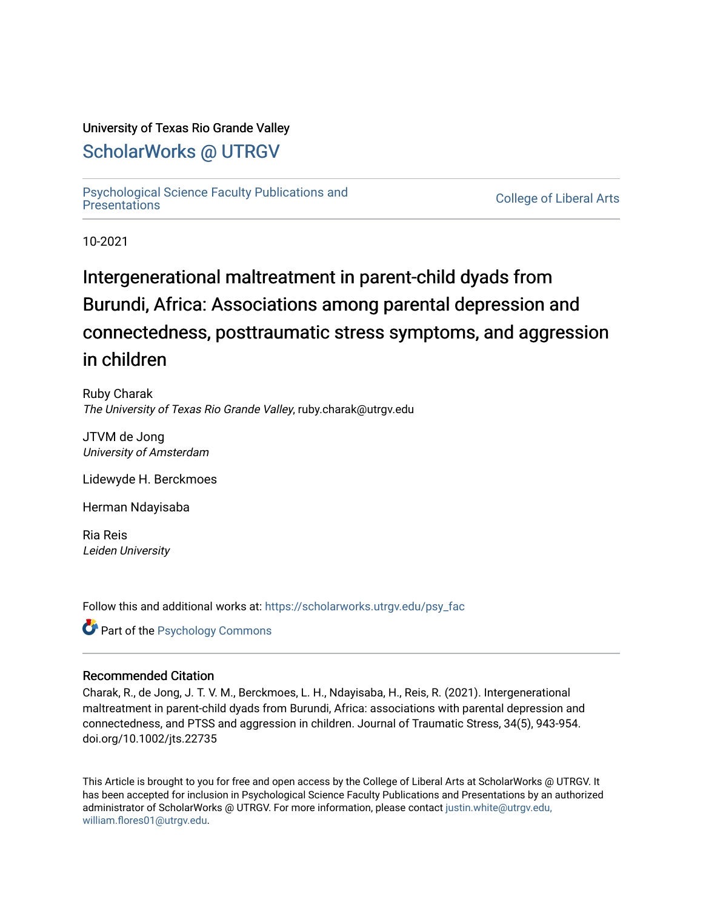University of Texas Rio Grande Valley

# ScholarWorks @ UTRGV

Psychological Science Faculty Publications and Presentations

College of Liberal Arts

10-2021

# Intergenerational maltreatment in parent-child dyads from Burundi, Africa: Associations among parental depression and connectedness, posttraumatic stress symptoms, and aggression in children

Ruby Charak
*The University of Texas Rio Grande Valley*, ruby.charak@utrgv.edu

JTVM de Jong
*University of Amsterdam*

Lidewyde H. Berckmoes

Herman Ndayisaba

Ria Reis
*Leiden University*

Follow this and additional works at: https://scholarworks.utrgv.edu/psy_fac

Part of the Psychology Commons

## Recommended Citation

Charak, R., de Jong, J. T. V. M., Berckmoes, L. H., Ndayisaba, H., Reis, R. (2021). Intergenerational maltreatment in parent-child dyads from Burundi, Africa: associations with parental depression and connectedness, and PTSS and aggression in children. Journal of Traumatic Stress, 34(5), 943-954. doi.org/10.1002/jts.22735

This Article is brought to you for free and open access by the College of Liberal Arts at ScholarWorks @ UTRGV. It has been accepted for inclusion in Psychological Science Faculty Publications and Presentations by an authorized administrator of ScholarWorks @ UTRGV. For more information, please contact justin.white@utrgv.edu, william.flores01@utrgv.edu.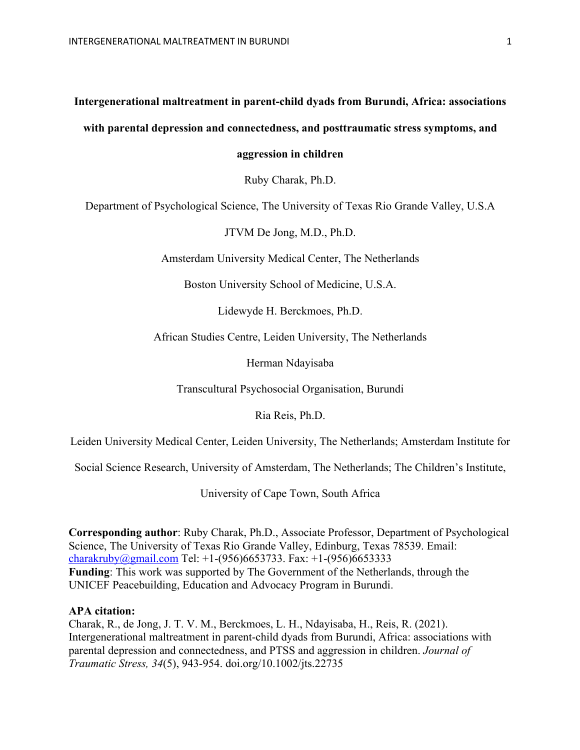**Intergenerational maltreatment in parent-child dyads from Burundi, Africa: associations with parental depression and connectedness, and posttraumatic stress symptoms, and aggression in children**

Ruby Charak, Ph.D.

Department of Psychological Science, The University of Texas Rio Grande Valley, U.S.A

JTVM De Jong, M.D., Ph.D.

Amsterdam University Medical Center, The Netherlands

Boston University School of Medicine, U.S.A.

Lidewyde H. Berckmoes, Ph.D.

African Studies Centre, Leiden University, The Netherlands

Herman Ndayisaba

Transcultural Psychosocial Organisation, Burundi

Ria Reis, Ph.D.

Leiden University Medical Center, Leiden University, The Netherlands; Amsterdam Institute for Social Science Research, University of Amsterdam, The Netherlands; The Children's Institute, University of Cape Town, South Africa

**Corresponding author**: Ruby Charak, Ph.D., Associate Professor, Department of Psychological Science, The University of Texas Rio Grande Valley, Edinburg, Texas 78539. Email: charakruby@gmail.com Tel: +1-(956)6653733. Fax: +1-(956)6653333

**Funding**: This work was supported by The Government of the Netherlands, through the UNICEF Peacebuilding, Education and Advocacy Program in Burundi.

**APA citation:**

Charak, R., de Jong, J. T. V. M., Berckmoes, L. H., Ndayisaba, H., Reis, R. (2021). Intergenerational maltreatment in parent-child dyads from Burundi, Africa: associations with parental depression and connectedness, and PTSS and aggression in children. *Journal of Traumatic Stress, 34*(5), 943-954. doi.org/10.1002/jts.22735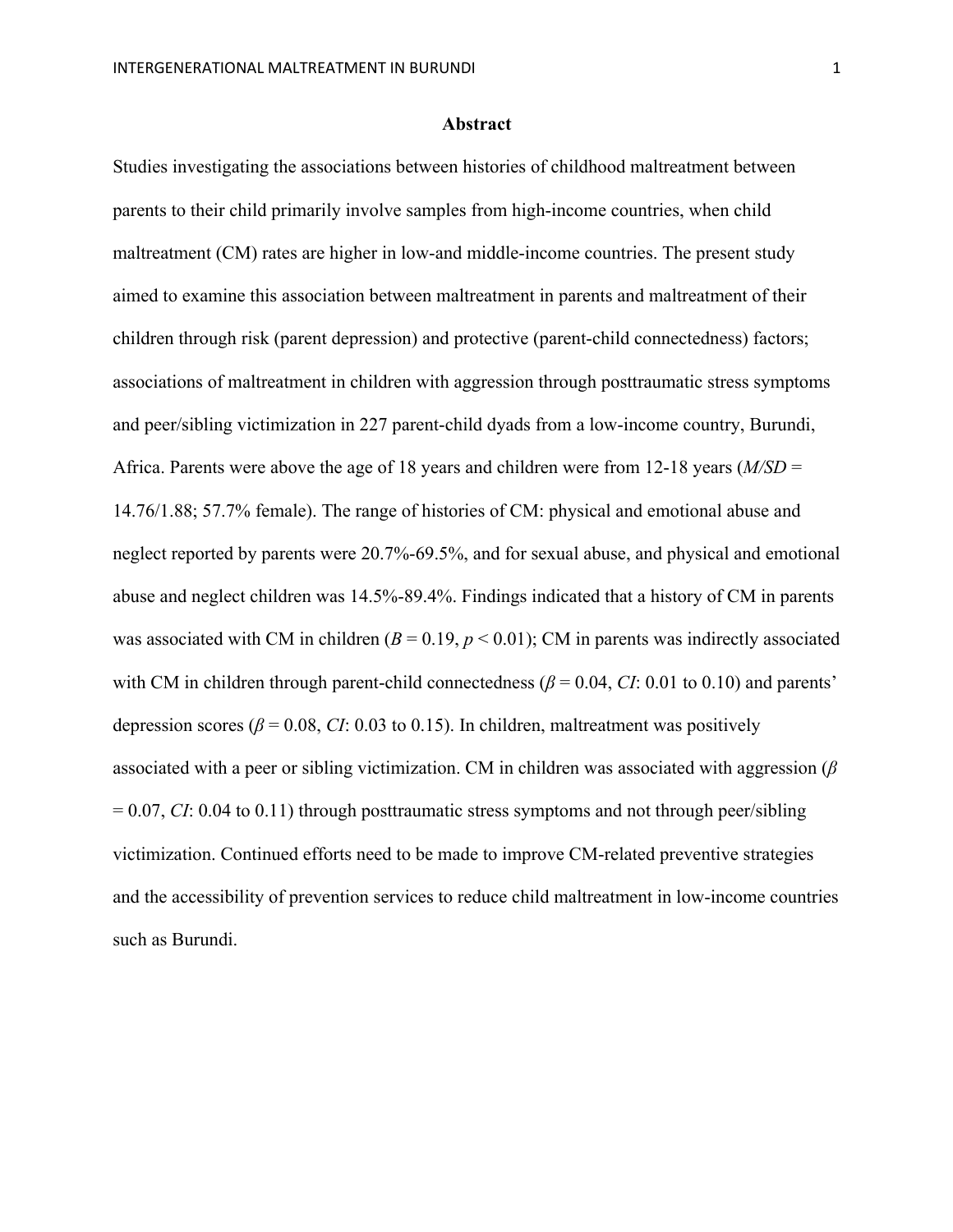## Abstract

Studies investigating the associations between histories of childhood maltreatment between parents to their child primarily involve samples from high-income countries, when child maltreatment (CM) rates are higher in low-and middle-income countries. The present study aimed to examine this association between maltreatment in parents and maltreatment of their children through risk (parent depression) and protective (parent-child connectedness) factors; associations of maltreatment in children with aggression through posttraumatic stress symptoms and peer/sibling victimization in 227 parent-child dyads from a low-income country, Burundi, Africa. Parents were above the age of 18 years and children were from 12-18 years (*M/SD* = 14.76/1.88; 57.7% female). The range of histories of CM: physical and emotional abuse and neglect reported by parents were 20.7%-69.5%, and for sexual abuse, and physical and emotional abuse and neglect children was 14.5%-89.4%. Findings indicated that a history of CM in parents was associated with CM in children ($B = 0.19$, $p < 0.01$); CM in parents was indirectly associated with CM in children through parent-child connectedness ($\beta = 0.04$, *CI*: 0.01 to 0.10) and parents' depression scores ($\beta = 0.08$, *CI*: 0.03 to 0.15). In children, maltreatment was positively associated with a peer or sibling victimization. CM in children was associated with aggression ($\beta = 0.07$, *CI*: 0.04 to 0.11) through posttraumatic stress symptoms and not through peer/sibling victimization. Continued efforts need to be made to improve CM-related preventive strategies and the accessibility of prevention services to reduce child maltreatment in low-income countries such as Burundi.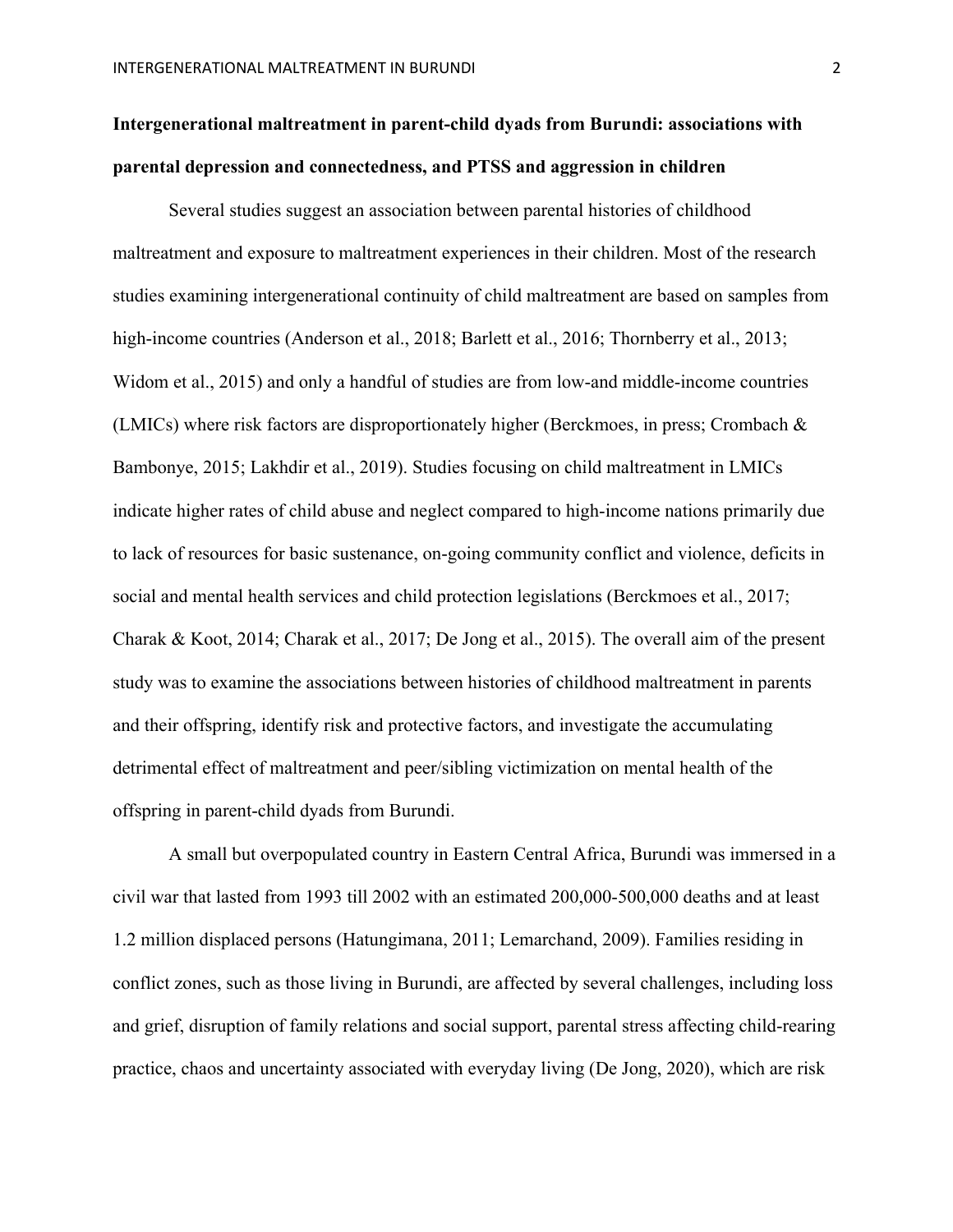**Intergenerational maltreatment in parent-child dyads from Burundi: associations with parental depression and connectedness, and PTSS and aggression in children**

Several studies suggest an association between parental histories of childhood maltreatment and exposure to maltreatment experiences in their children. Most of the research studies examining intergenerational continuity of child maltreatment are based on samples from high-income countries (Anderson et al., 2018; Barlett et al., 2016; Thornberry et al., 2013; Widom et al., 2015) and only a handful of studies are from low-and middle-income countries (LMICs) where risk factors are disproportionately higher (Berckmoes, in press; Crombach & Bambonye, 2015; Lakhdir et al., 2019). Studies focusing on child maltreatment in LMICs indicate higher rates of child abuse and neglect compared to high-income nations primarily due to lack of resources for basic sustenance, on-going community conflict and violence, deficits in social and mental health services and child protection legislations (Berckmoes et al., 2017; Charak & Koot, 2014; Charak et al., 2017; De Jong et al., 2015). The overall aim of the present study was to examine the associations between histories of childhood maltreatment in parents and their offspring, identify risk and protective factors, and investigate the accumulating detrimental effect of maltreatment and peer/sibling victimization on mental health of the offspring in parent-child dyads from Burundi.

A small but overpopulated country in Eastern Central Africa, Burundi was immersed in a civil war that lasted from 1993 till 2002 with an estimated 200,000-500,000 deaths and at least 1.2 million displaced persons (Hatungimana, 2011; Lemarchand, 2009). Families residing in conflict zones, such as those living in Burundi, are affected by several challenges, including loss and grief, disruption of family relations and social support, parental stress affecting child-rearing practice, chaos and uncertainty associated with everyday living (De Jong, 2020), which are risk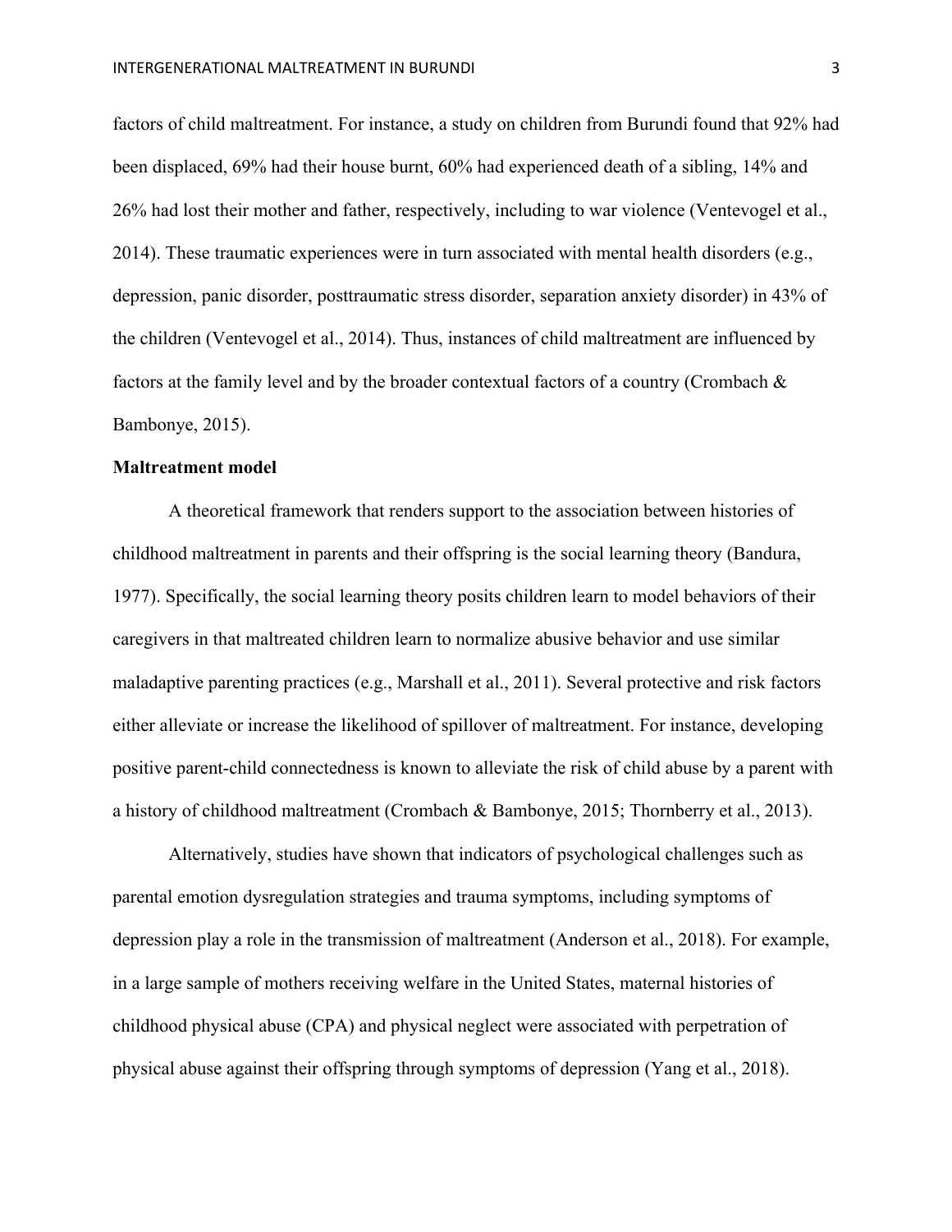factors of child maltreatment. For instance, a study on children from Burundi found that 92% had been displaced, 69% had their house burnt, 60% had experienced death of a sibling, 14% and 26% had lost their mother and father, respectively, including to war violence (Ventevogel et al., 2014). These traumatic experiences were in turn associated with mental health disorders (e.g., depression, panic disorder, posttraumatic stress disorder, separation anxiety disorder) in 43% of the children (Ventevogel et al., 2014). Thus, instances of child maltreatment are influenced by factors at the family level and by the broader contextual factors of a country (Crombach & Bambonye, 2015).

**Maltreatment model**

A theoretical framework that renders support to the association between histories of childhood maltreatment in parents and their offspring is the social learning theory (Bandura, 1977). Specifically, the social learning theory posits children learn to model behaviors of their caregivers in that maltreated children learn to normalize abusive behavior and use similar maladaptive parenting practices (e.g., Marshall et al., 2011). Several protective and risk factors either alleviate or increase the likelihood of spillover of maltreatment. For instance, developing positive parent-child connectedness is known to alleviate the risk of child abuse by a parent with a history of childhood maltreatment (Crombach & Bambonye, 2015; Thornberry et al., 2013).

Alternatively, studies have shown that indicators of psychological challenges such as parental emotion dysregulation strategies and trauma symptoms, including symptoms of depression play a role in the transmission of maltreatment (Anderson et al., 2018). For example, in a large sample of mothers receiving welfare in the United States, maternal histories of childhood physical abuse (CPA) and physical neglect were associated with perpetration of physical abuse against their offspring through symptoms of depression (Yang et al., 2018).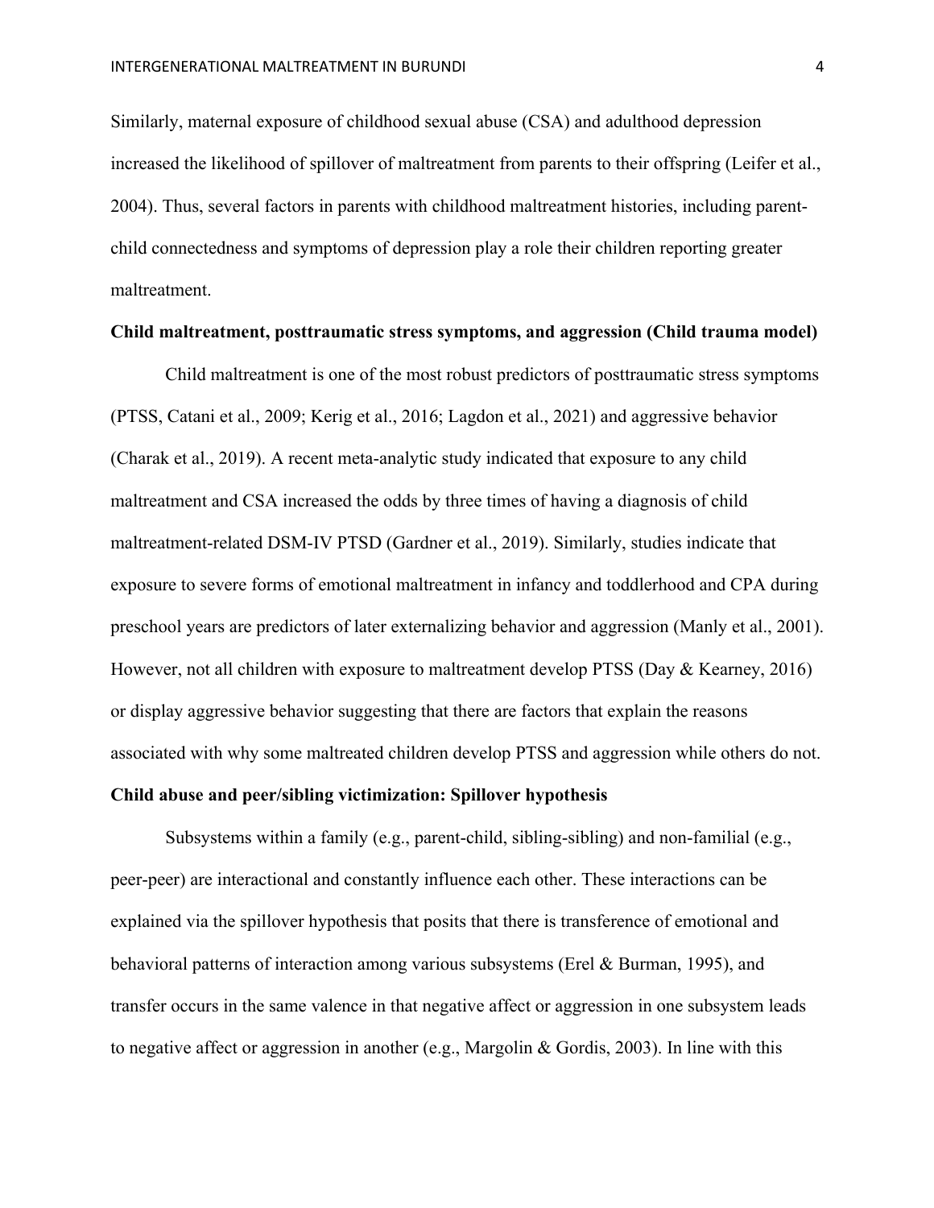Similarly, maternal exposure of childhood sexual abuse (CSA) and adulthood depression increased the likelihood of spillover of maltreatment from parents to their offspring (Leifer et al., 2004). Thus, several factors in parents with childhood maltreatment histories, including parent-child connectedness and symptoms of depression play a role their children reporting greater maltreatment.

**Child maltreatment, posttraumatic stress symptoms, and aggression (Child trauma model)**

Child maltreatment is one of the most robust predictors of posttraumatic stress symptoms (PTSS, Catani et al., 2009; Kerig et al., 2016; Lagdon et al., 2021) and aggressive behavior (Charak et al., 2019). A recent meta-analytic study indicated that exposure to any child maltreatment and CSA increased the odds by three times of having a diagnosis of child maltreatment-related DSM-IV PTSD (Gardner et al., 2019). Similarly, studies indicate that exposure to severe forms of emotional maltreatment in infancy and toddlerhood and CPA during preschool years are predictors of later externalizing behavior and aggression (Manly et al., 2001). However, not all children with exposure to maltreatment develop PTSS (Day & Kearney, 2016) or display aggressive behavior suggesting that there are factors that explain the reasons associated with why some maltreated children develop PTSS and aggression while others do not.

**Child abuse and peer/sibling victimization: Spillover hypothesis**

Subsystems within a family (e.g., parent-child, sibling-sibling) and non-familial (e.g., peer-peer) are interactional and constantly influence each other. These interactions can be explained via the spillover hypothesis that posits that there is transference of emotional and behavioral patterns of interaction among various subsystems (Erel & Burman, 1995), and transfer occurs in the same valence in that negative affect or aggression in one subsystem leads to negative affect or aggression in another (e.g., Margolin & Gordis, 2003). In line with this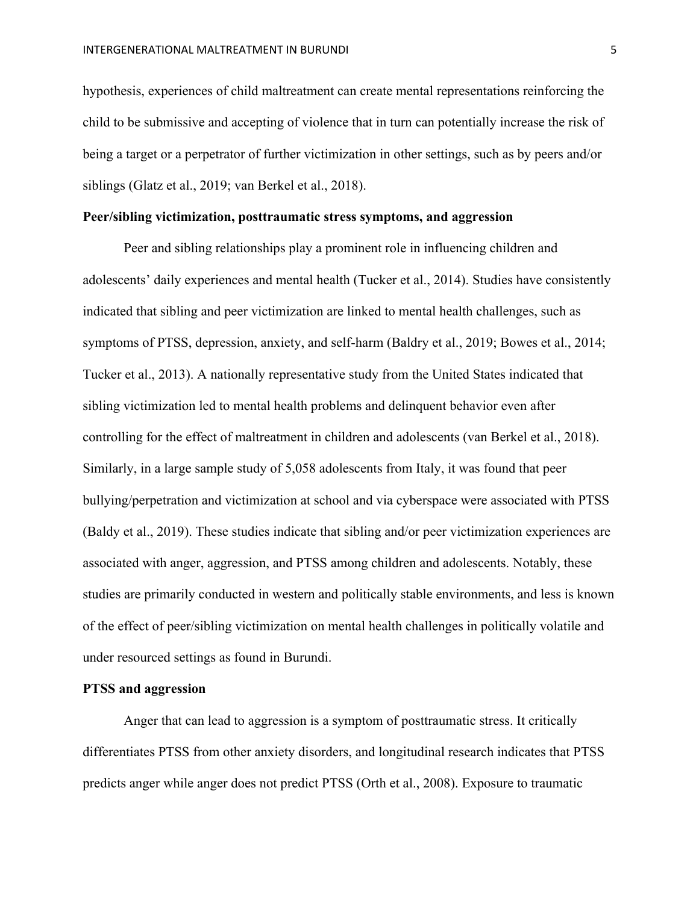hypothesis, experiences of child maltreatment can create mental representations reinforcing the child to be submissive and accepting of violence that in turn can potentially increase the risk of being a target or a perpetrator of further victimization in other settings, such as by peers and/or siblings (Glatz et al., 2019; van Berkel et al., 2018).

**Peer/sibling victimization, posttraumatic stress symptoms, and aggression**

Peer and sibling relationships play a prominent role in influencing children and adolescents' daily experiences and mental health (Tucker et al., 2014). Studies have consistently indicated that sibling and peer victimization are linked to mental health challenges, such as symptoms of PTSS, depression, anxiety, and self-harm (Baldry et al., 2019; Bowes et al., 2014; Tucker et al., 2013). A nationally representative study from the United States indicated that sibling victimization led to mental health problems and delinquent behavior even after controlling for the effect of maltreatment in children and adolescents (van Berkel et al., 2018). Similarly, in a large sample study of 5,058 adolescents from Italy, it was found that peer bullying/perpetration and victimization at school and via cyberspace were associated with PTSS (Baldy et al., 2019). These studies indicate that sibling and/or peer victimization experiences are associated with anger, aggression, and PTSS among children and adolescents. Notably, these studies are primarily conducted in western and politically stable environments, and less is known of the effect of peer/sibling victimization on mental health challenges in politically volatile and under resourced settings as found in Burundi.

**PTSS and aggression**

Anger that can lead to aggression is a symptom of posttraumatic stress. It critically differentiates PTSS from other anxiety disorders, and longitudinal research indicates that PTSS predicts anger while anger does not predict PTSS (Orth et al., 2008). Exposure to traumatic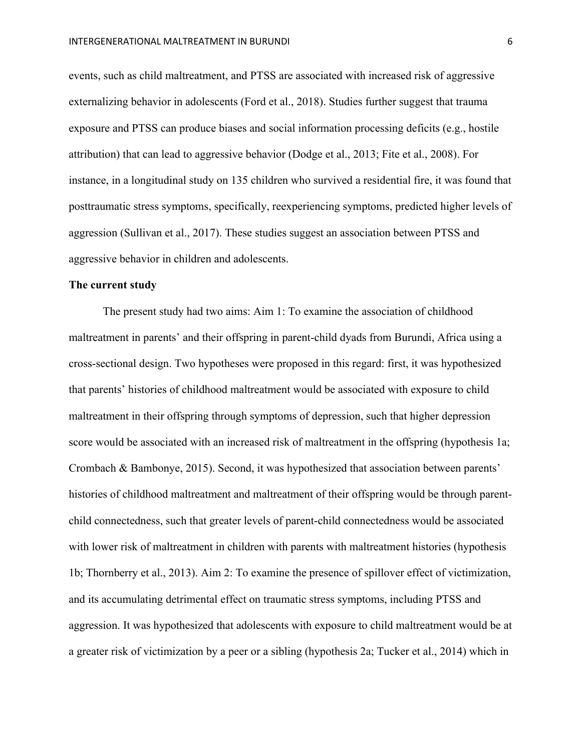events, such as child maltreatment, and PTSS are associated with increased risk of aggressive externalizing behavior in adolescents (Ford et al., 2018). Studies further suggest that trauma exposure and PTSS can produce biases and social information processing deficits (e.g., hostile attribution) that can lead to aggressive behavior (Dodge et al., 2013; Fite et al., 2008). For instance, in a longitudinal study on 135 children who survived a residential fire, it was found that posttraumatic stress symptoms, specifically, reexperiencing symptoms, predicted higher levels of aggression (Sullivan et al., 2017). These studies suggest an association between PTSS and aggressive behavior in children and adolescents.

**The current study**

The present study had two aims: Aim 1: To examine the association of childhood maltreatment in parents' and their offspring in parent-child dyads from Burundi, Africa using a cross-sectional design. Two hypotheses were proposed in this regard: first, it was hypothesized that parents' histories of childhood maltreatment would be associated with exposure to child maltreatment in their offspring through symptoms of depression, such that higher depression score would be associated with an increased risk of maltreatment in the offspring (hypothesis 1a; Crombach & Bambonye, 2015). Second, it was hypothesized that association between parents' histories of childhood maltreatment and maltreatment of their offspring would be through parent-child connectedness, such that greater levels of parent-child connectedness would be associated with lower risk of maltreatment in children with parents with maltreatment histories (hypothesis 1b; Thornberry et al., 2013). Aim 2: To examine the presence of spillover effect of victimization, and its accumulating detrimental effect on traumatic stress symptoms, including PTSS and aggression. It was hypothesized that adolescents with exposure to child maltreatment would be at a greater risk of victimization by a peer or a sibling (hypothesis 2a; Tucker et al., 2014) which in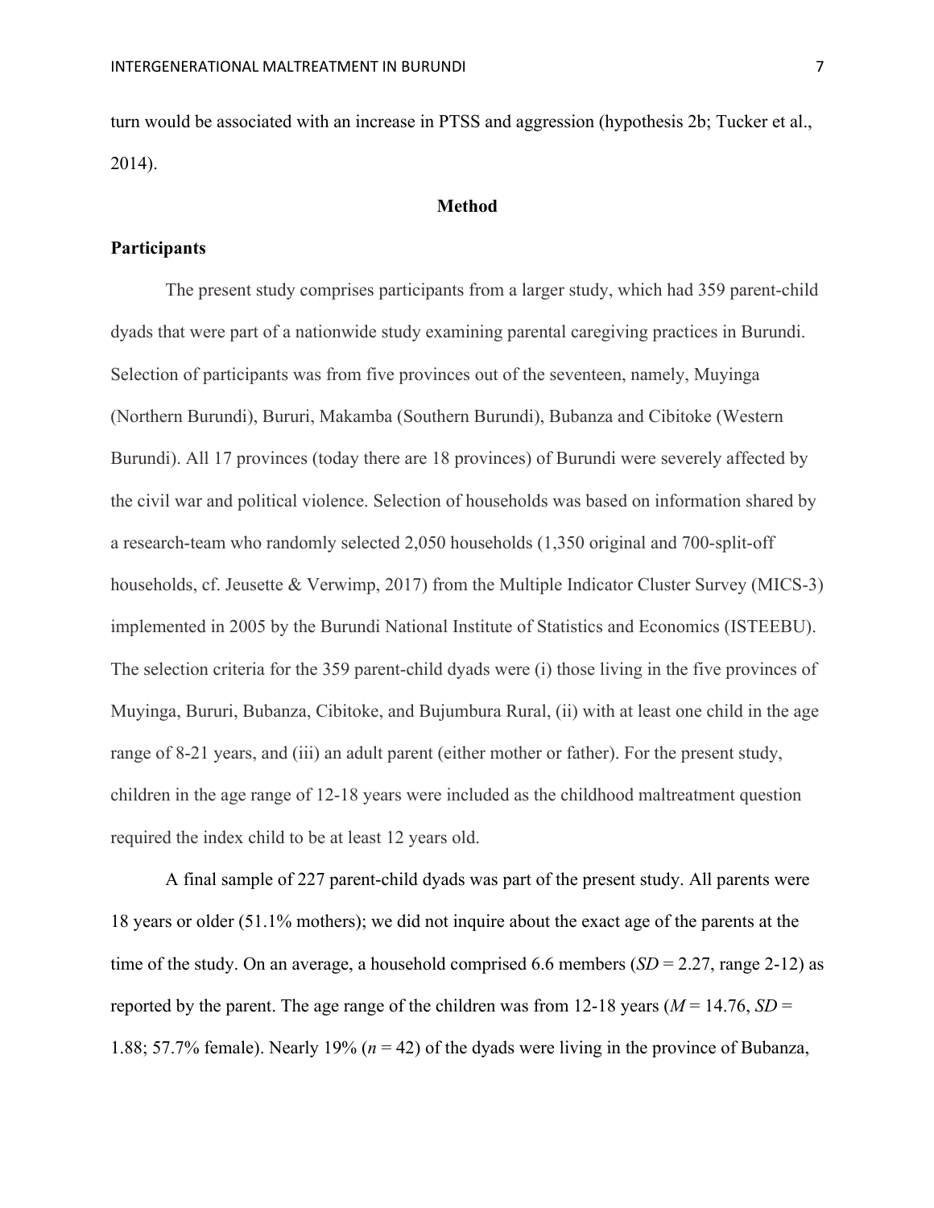turn would be associated with an increase in PTSS and aggression (hypothesis 2b; Tucker et al., 2014).

# Method

## Participants

The present study comprises participants from a larger study, which had 359 parent-child dyads that were part of a nationwide study examining parental caregiving practices in Burundi. Selection of participants was from five provinces out of the seventeen, namely, Muyinga (Northern Burundi), Bururi, Makamba (Southern Burundi), Bubanza and Cibitoke (Western Burundi). All 17 provinces (today there are 18 provinces) of Burundi were severely affected by the civil war and political violence. Selection of households was based on information shared by a research-team who randomly selected 2,050 households (1,350 original and 700-split-off households, cf. Jeusette & Verwimp, 2017) from the Multiple Indicator Cluster Survey (MICS-3) implemented in 2005 by the Burundi National Institute of Statistics and Economics (ISTEEBU). The selection criteria for the 359 parent-child dyads were (i) those living in the five provinces of Muyinga, Bururi, Bubanza, Cibitoke, and Bujumbura Rural, (ii) with at least one child in the age range of 8-21 years, and (iii) an adult parent (either mother or father). For the present study, children in the age range of 12-18 years were included as the childhood maltreatment question required the index child to be at least 12 years old.

A final sample of 227 parent-child dyads was part of the present study. All parents were 18 years or older (51.1% mothers); we did not inquire about the exact age of the parents at the time of the study. On an average, a household comprised 6.6 members (*SD* = 2.27, range 2-12) as reported by the parent. The age range of the children was from 12-18 years (*M* = 14.76, *SD* = 1.88; 57.7% female). Nearly 19% (*n* = 42) of the dyads were living in the province of Bubanza,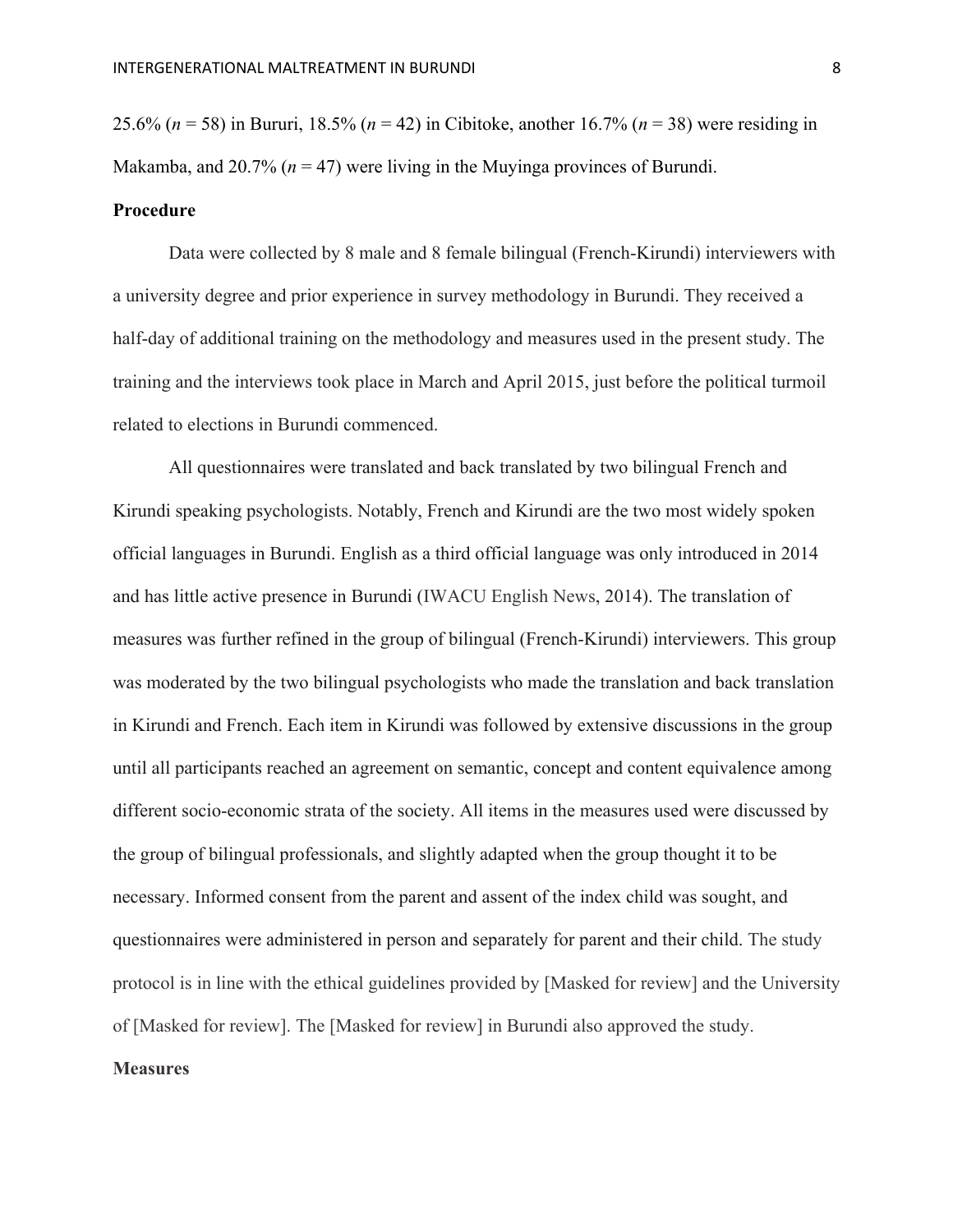25.6% ($n$ = 58) in Bururi, 18.5% ($n$ = 42) in Cibitoke, another 16.7% ($n$ = 38) were residing in Makamba, and 20.7% ($n$ = 47) were living in the Muyinga provinces of Burundi.

**Procedure**

Data were collected by 8 male and 8 female bilingual (French-Kirundi) interviewers with a university degree and prior experience in survey methodology in Burundi. They received a half-day of additional training on the methodology and measures used in the present study. The training and the interviews took place in March and April 2015, just before the political turmoil related to elections in Burundi commenced.

All questionnaires were translated and back translated by two bilingual French and Kirundi speaking psychologists. Notably, French and Kirundi are the two most widely spoken official languages in Burundi. English as a third official language was only introduced in 2014 and has little active presence in Burundi (IWACU English News, 2014). The translation of measures was further refined in the group of bilingual (French-Kirundi) interviewers. This group was moderated by the two bilingual psychologists who made the translation and back translation in Kirundi and French. Each item in Kirundi was followed by extensive discussions in the group until all participants reached an agreement on semantic, concept and content equivalence among different socio-economic strata of the society. All items in the measures used were discussed by the group of bilingual professionals, and slightly adapted when the group thought it to be necessary. Informed consent from the parent and assent of the index child was sought, and questionnaires were administered in person and separately for parent and their child. The study protocol is in line with the ethical guidelines provided by [Masked for review] and the University of [Masked for review]. The [Masked for review] in Burundi also approved the study.

**Measures**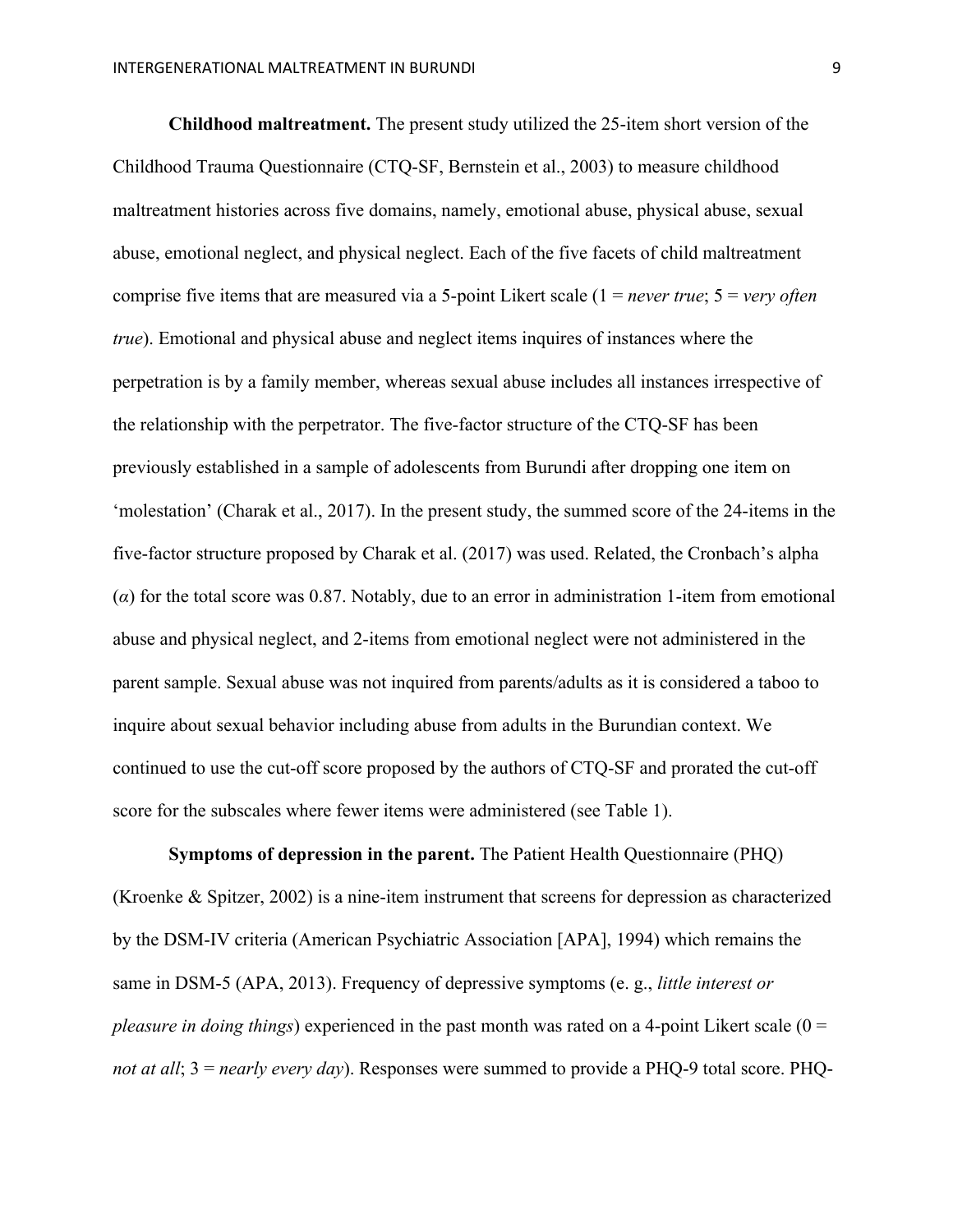**Childhood maltreatment.** The present study utilized the 25-item short version of the Childhood Trauma Questionnaire (CTQ-SF, Bernstein et al., 2003) to measure childhood maltreatment histories across five domains, namely, emotional abuse, physical abuse, sexual abuse, emotional neglect, and physical neglect. Each of the five facets of child maltreatment comprise five items that are measured via a 5-point Likert scale (1 = *never true*; 5 = *very often true*). Emotional and physical abuse and neglect items inquires of instances where the perpetration is by a family member, whereas sexual abuse includes all instances irrespective of the relationship with the perpetrator. The five-factor structure of the CTQ-SF has been previously established in a sample of adolescents from Burundi after dropping one item on 'molestation' (Charak et al., 2017). In the present study, the summed score of the 24-items in the five-factor structure proposed by Charak et al. (2017) was used. Related, the Cronbach's alpha ($\alpha$) for the total score was 0.87. Notably, due to an error in administration 1-item from emotional abuse and physical neglect, and 2-items from emotional neglect were not administered in the parent sample. Sexual abuse was not inquired from parents/adults as it is considered a taboo to inquire about sexual behavior including abuse from adults in the Burundian context. We continued to use the cut-off score proposed by the authors of CTQ-SF and prorated the cut-off score for the subscales where fewer items were administered (see Table 1).

**Symptoms of depression in the parent.** The Patient Health Questionnaire (PHQ) (Kroenke & Spitzer, 2002) is a nine-item instrument that screens for depression as characterized by the DSM-IV criteria (American Psychiatric Association [APA], 1994) which remains the same in DSM-5 (APA, 2013). Frequency of depressive symptoms (e. g., *little interest or pleasure in doing things*) experienced in the past month was rated on a 4-point Likert scale (0 = *not at all*; 3 = *nearly every day*). Responses were summed to provide a PHQ-9 total score. PHQ-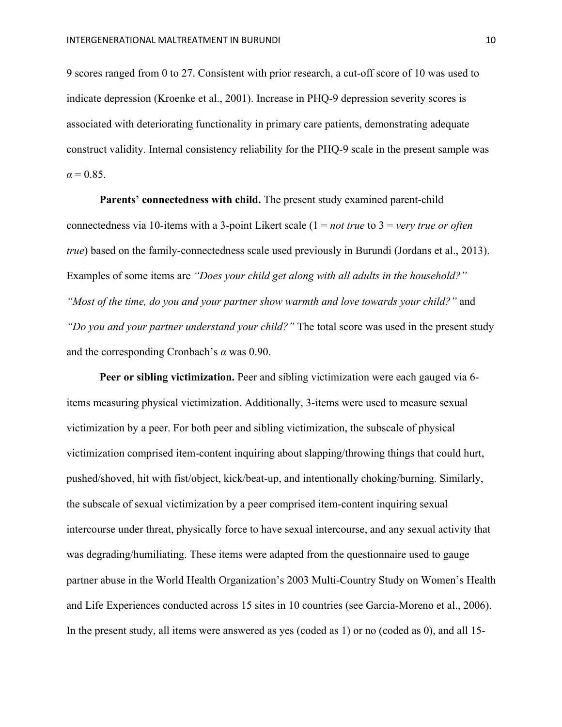9 scores ranged from 0 to 27. Consistent with prior research, a cut-off score of 10 was used to indicate depression (Kroenke et al., 2001). Increase in PHQ-9 depression severity scores is associated with deteriorating functionality in primary care patients, demonstrating adequate construct validity. Internal consistency reliability for the PHQ-9 scale in the present sample was $\alpha = 0.85$.

**Parents' connectedness with child.** The present study examined parent-child connectedness via 10-items with a 3-point Likert scale (1 = *not true* to 3 = *very true or often true*) based on the family-connectedness scale used previously in Burundi (Jordans et al., 2013). Examples of some items are *"Does your child get along with all adults in the household?" "Most of the time, do you and your partner show warmth and love towards your child?"* and *"Do you and your partner understand your child?"* The total score was used in the present study and the corresponding Cronbach's $\alpha$ was 0.90.

**Peer or sibling victimization.** Peer and sibling victimization were each gauged via 6-items measuring physical victimization. Additionally, 3-items were used to measure sexual victimization by a peer. For both peer and sibling victimization, the subscale of physical victimization comprised item-content inquiring about slapping/throwing things that could hurt, pushed/shoved, hit with fist/object, kick/beat-up, and intentionally choking/burning. Similarly, the subscale of sexual victimization by a peer comprised item-content inquiring sexual intercourse under threat, physically force to have sexual intercourse, and any sexual activity that was degrading/humiliating. These items were adapted from the questionnaire used to gauge partner abuse in the World Health Organization's 2003 Multi-Country Study on Women's Health and Life Experiences conducted across 15 sites in 10 countries (see Garcia-Moreno et al., 2006). In the present study, all items were answered as yes (coded as 1) or no (coded as 0), and all 15-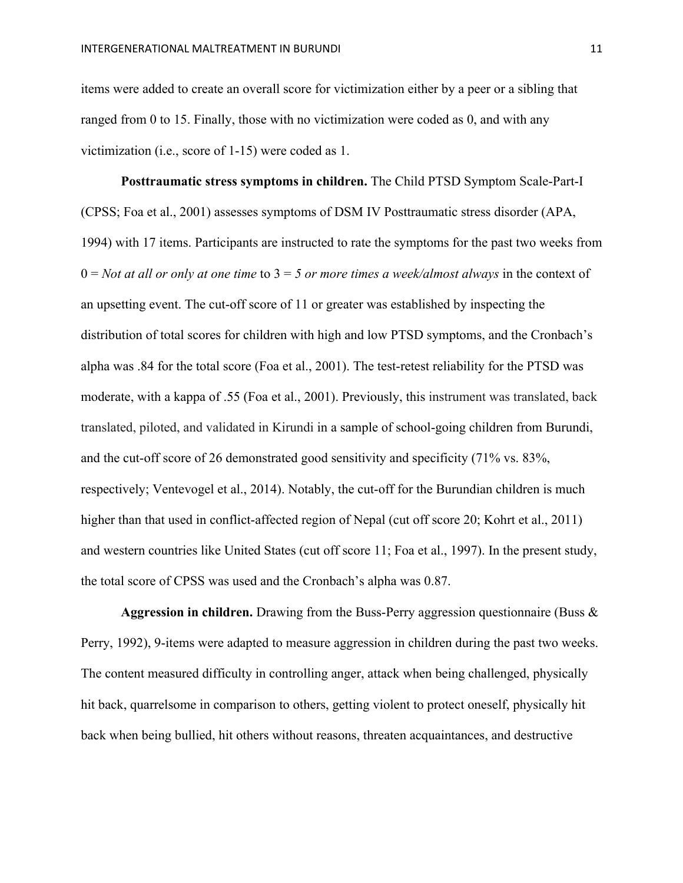items were added to create an overall score for victimization either by a peer or a sibling that ranged from 0 to 15. Finally, those with no victimization were coded as 0, and with any victimization (i.e., score of 1-15) were coded as 1.

**Posttraumatic stress symptoms in children.** The Child PTSD Symptom Scale-Part-I (CPSS; Foa et al., 2001) assesses symptoms of DSM IV Posttraumatic stress disorder (APA, 1994) with 17 items. Participants are instructed to rate the symptoms for the past two weeks from 0 = *Not at all or only at one time* to 3 = *5 or more times a week/almost always* in the context of an upsetting event. The cut-off score of 11 or greater was established by inspecting the distribution of total scores for children with high and low PTSD symptoms, and the Cronbach's alpha was .84 for the total score (Foa et al., 2001). The test-retest reliability for the PTSD was moderate, with a kappa of .55 (Foa et al., 2001). Previously, this instrument was translated, back translated, piloted, and validated in Kirundi in a sample of school-going children from Burundi, and the cut-off score of 26 demonstrated good sensitivity and specificity (71% vs. 83%, respectively; Ventevogel et al., 2014). Notably, the cut-off for the Burundian children is much higher than that used in conflict-affected region of Nepal (cut off score 20; Kohrt et al., 2011) and western countries like United States (cut off score 11; Foa et al., 1997). In the present study, the total score of CPSS was used and the Cronbach's alpha was 0.87.

**Aggression in children.** Drawing from the Buss-Perry aggression questionnaire (Buss & Perry, 1992), 9-items were adapted to measure aggression in children during the past two weeks. The content measured difficulty in controlling anger, attack when being challenged, physically hit back, quarrelsome in comparison to others, getting violent to protect oneself, physically hit back when being bullied, hit others without reasons, threaten acquaintances, and destructive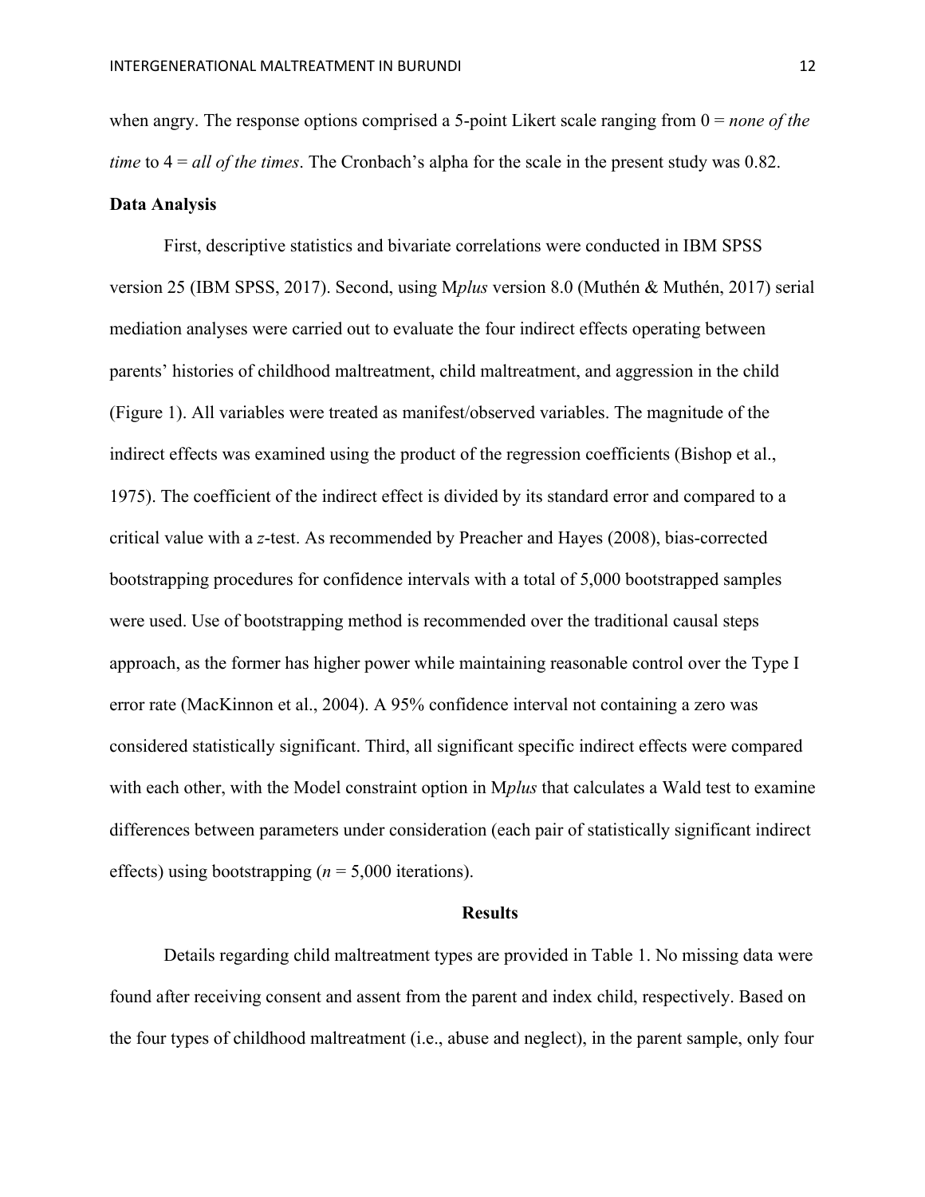when angry. The response options comprised a 5-point Likert scale ranging from 0 = *none of the time* to 4 = *all of the times*. The Cronbach's alpha for the scale in the present study was 0.82.

**Data Analysis**

First, descriptive statistics and bivariate correlations were conducted in IBM SPSS version 25 (IBM SPSS, 2017). Second, using M*plus* version 8.0 (Muthén & Muthén, 2017) serial mediation analyses were carried out to evaluate the four indirect effects operating between parents' histories of childhood maltreatment, child maltreatment, and aggression in the child (Figure 1). All variables were treated as manifest/observed variables. The magnitude of the indirect effects was examined using the product of the regression coefficients (Bishop et al., 1975). The coefficient of the indirect effect is divided by its standard error and compared to a critical value with a *z*-test. As recommended by Preacher and Hayes (2008), bias-corrected bootstrapping procedures for confidence intervals with a total of 5,000 bootstrapped samples were used. Use of bootstrapping method is recommended over the traditional causal steps approach, as the former has higher power while maintaining reasonable control over the Type I error rate (MacKinnon et al., 2004). A 95% confidence interval not containing a zero was considered statistically significant. Third, all significant specific indirect effects were compared with each other, with the Model constraint option in M*plus* that calculates a Wald test to examine differences between parameters under consideration (each pair of statistically significant indirect effects) using bootstrapping ($n$ = 5,000 iterations).

## Results

Details regarding child maltreatment types are provided in Table 1. No missing data were found after receiving consent and assent from the parent and index child, respectively. Based on the four types of childhood maltreatment (i.e., abuse and neglect), in the parent sample, only four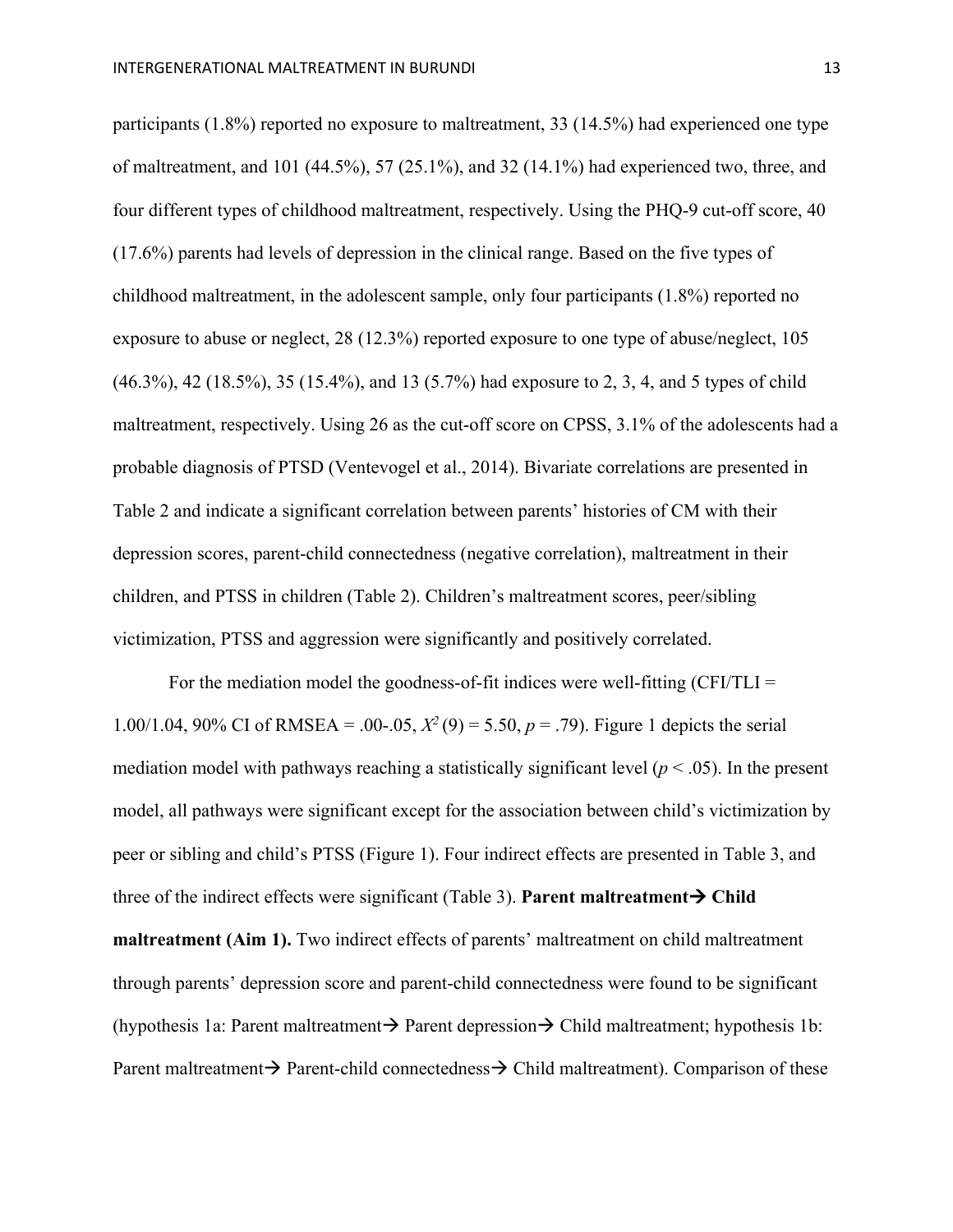participants (1.8%) reported no exposure to maltreatment, 33 (14.5%) had experienced one type of maltreatment, and 101 (44.5%), 57 (25.1%), and 32 (14.1%) had experienced two, three, and four different types of childhood maltreatment, respectively. Using the PHQ-9 cut-off score, 40 (17.6%) parents had levels of depression in the clinical range. Based on the five types of childhood maltreatment, in the adolescent sample, only four participants (1.8%) reported no exposure to abuse or neglect, 28 (12.3%) reported exposure to one type of abuse/neglect, 105 (46.3%), 42 (18.5%), 35 (15.4%), and 13 (5.7%) had exposure to 2, 3, 4, and 5 types of child maltreatment, respectively. Using 26 as the cut-off score on CPSS, 3.1% of the adolescents had a probable diagnosis of PTSD (Ventevogel et al., 2014). Bivariate correlations are presented in Table 2 and indicate a significant correlation between parents' histories of CM with their depression scores, parent-child connectedness (negative correlation), maltreatment in their children, and PTSS in children (Table 2). Children's maltreatment scores, peer/sibling victimization, PTSS and aggression were significantly and positively correlated.

For the mediation model the goodness-of-fit indices were well-fitting (CFI/TLI = 1.00/1.04, 90% CI of RMSEA = .00-.05, $X^2(9) = 5.50$, $p = .79$). Figure 1 depicts the serial mediation model with pathways reaching a statistically significant level ($p < .05$). In the present model, all pathways were significant except for the association between child's victimization by peer or sibling and child's PTSS (Figure 1). Four indirect effects are presented in Table 3, and three of the indirect effects were significant (Table 3). **Parent maltreatment→ Child maltreatment (Aim 1).** Two indirect effects of parents' maltreatment on child maltreatment through parents' depression score and parent-child connectedness were found to be significant (hypothesis 1a: Parent maltreatment→ Parent depression→ Child maltreatment; hypothesis 1b: Parent maltreatment→ Parent-child connectedness→ Child maltreatment). Comparison of these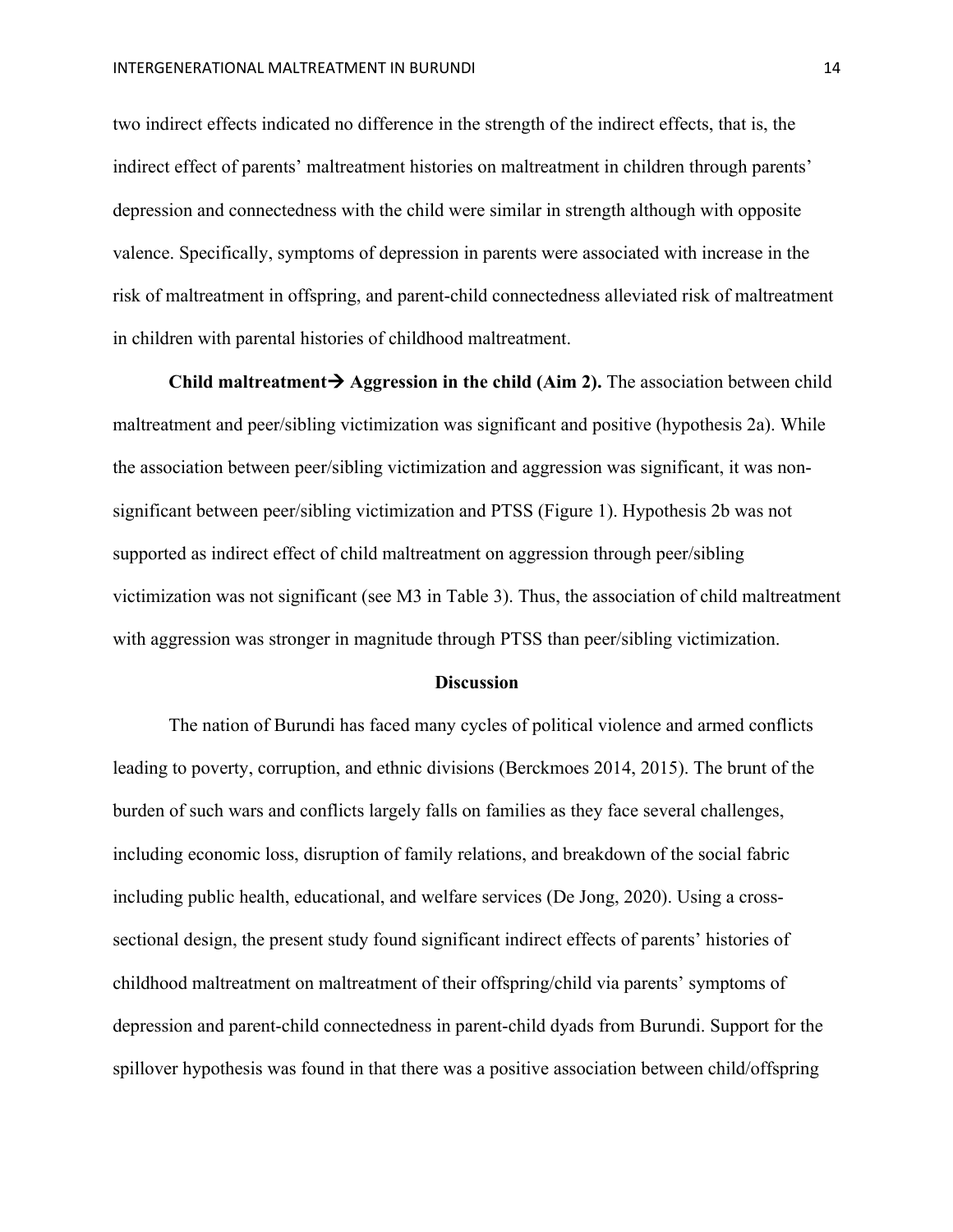two indirect effects indicated no difference in the strength of the indirect effects, that is, the indirect effect of parents' maltreatment histories on maltreatment in children through parents' depression and connectedness with the child were similar in strength although with opposite valence. Specifically, symptoms of depression in parents were associated with increase in the risk of maltreatment in offspring, and parent-child connectedness alleviated risk of maltreatment in children with parental histories of childhood maltreatment.

**Child maltreatment→ Aggression in the child (Aim 2).** The association between child maltreatment and peer/sibling victimization was significant and positive (hypothesis 2a). While the association between peer/sibling victimization and aggression was significant, it was non-significant between peer/sibling victimization and PTSS (Figure 1). Hypothesis 2b was not supported as indirect effect of child maltreatment on aggression through peer/sibling victimization was not significant (see M3 in Table 3). Thus, the association of child maltreatment with aggression was stronger in magnitude through PTSS than peer/sibling victimization.

## Discussion

The nation of Burundi has faced many cycles of political violence and armed conflicts leading to poverty, corruption, and ethnic divisions (Berckmoes 2014, 2015). The brunt of the burden of such wars and conflicts largely falls on families as they face several challenges, including economic loss, disruption of family relations, and breakdown of the social fabric including public health, educational, and welfare services (De Jong, 2020). Using a cross-sectional design, the present study found significant indirect effects of parents' histories of childhood maltreatment on maltreatment of their offspring/child via parents' symptoms of depression and parent-child connectedness in parent-child dyads from Burundi. Support for the spillover hypothesis was found in that there was a positive association between child/offspring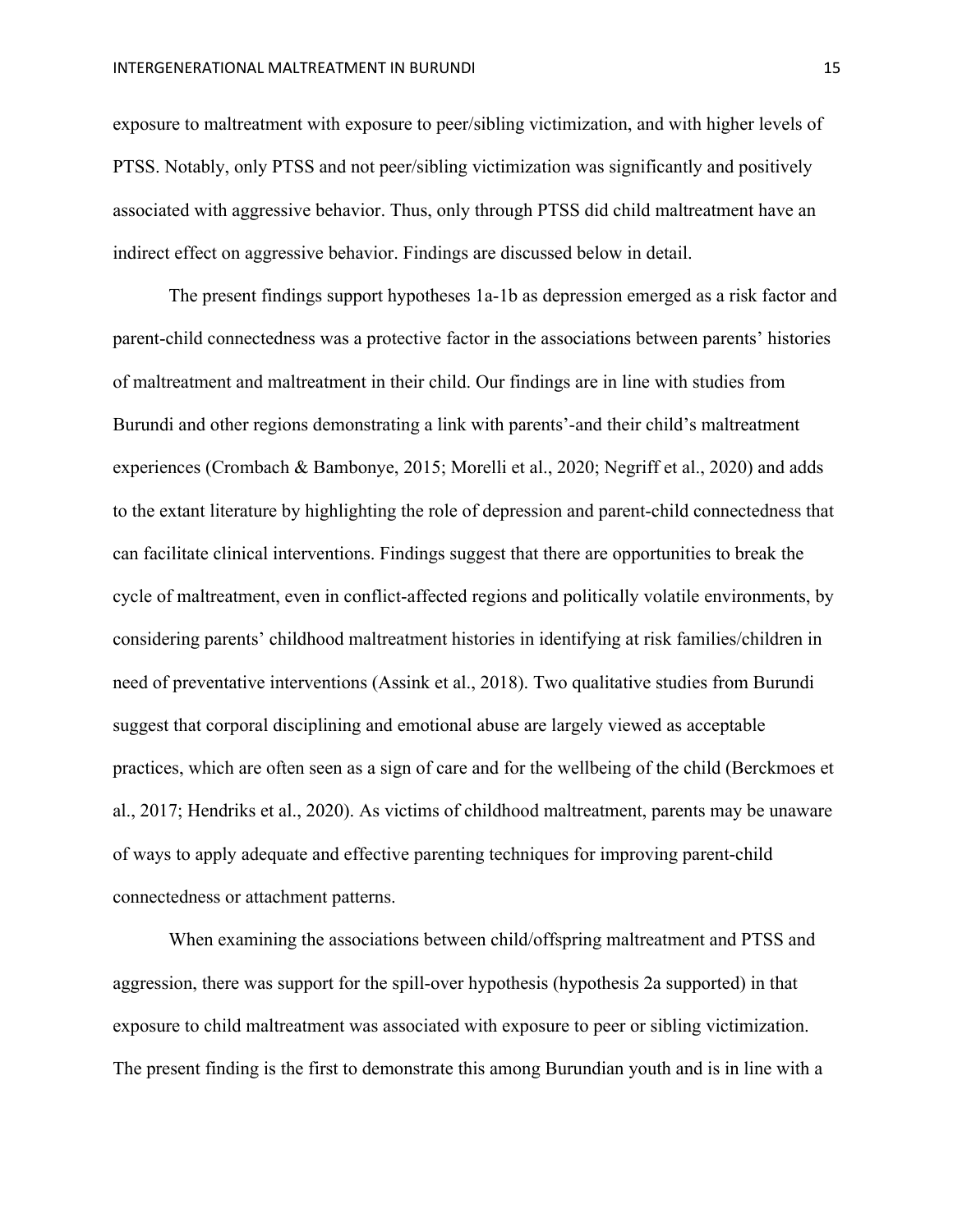exposure to maltreatment with exposure to peer/sibling victimization, and with higher levels of PTSS. Notably, only PTSS and not peer/sibling victimization was significantly and positively associated with aggressive behavior. Thus, only through PTSS did child maltreatment have an indirect effect on aggressive behavior. Findings are discussed below in detail.

The present findings support hypotheses 1a-1b as depression emerged as a risk factor and parent-child connectedness was a protective factor in the associations between parents' histories of maltreatment and maltreatment in their child. Our findings are in line with studies from Burundi and other regions demonstrating a link with parents'-and their child's maltreatment experiences (Crombach & Bambonye, 2015; Morelli et al., 2020; Negriff et al., 2020) and adds to the extant literature by highlighting the role of depression and parent-child connectedness that can facilitate clinical interventions. Findings suggest that there are opportunities to break the cycle of maltreatment, even in conflict-affected regions and politically volatile environments, by considering parents' childhood maltreatment histories in identifying at risk families/children in need of preventative interventions (Assink et al., 2018). Two qualitative studies from Burundi suggest that corporal disciplining and emotional abuse are largely viewed as acceptable practices, which are often seen as a sign of care and for the wellbeing of the child (Berckmoes et al., 2017; Hendriks et al., 2020). As victims of childhood maltreatment, parents may be unaware of ways to apply adequate and effective parenting techniques for improving parent-child connectedness or attachment patterns.

When examining the associations between child/offspring maltreatment and PTSS and aggression, there was support for the spill-over hypothesis (hypothesis 2a supported) in that exposure to child maltreatment was associated with exposure to peer or sibling victimization. The present finding is the first to demonstrate this among Burundian youth and is in line with a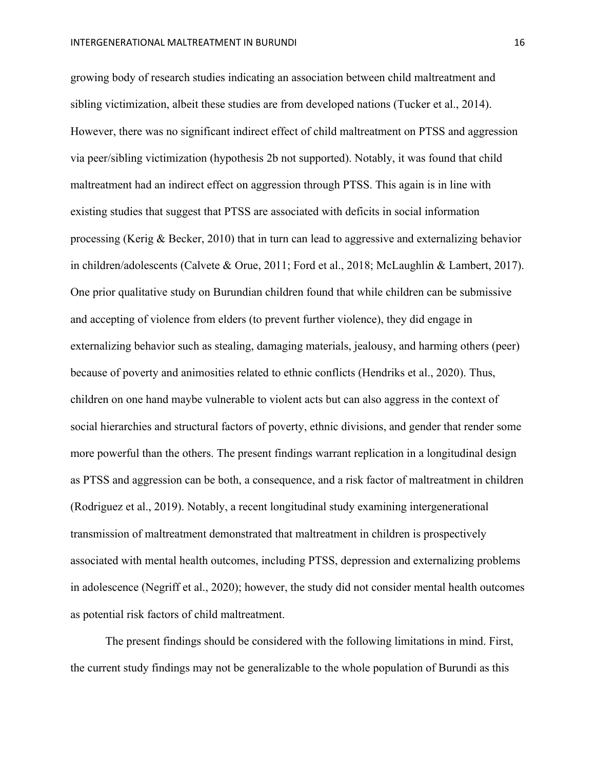growing body of research studies indicating an association between child maltreatment and sibling victimization, albeit these studies are from developed nations (Tucker et al., 2014). However, there was no significant indirect effect of child maltreatment on PTSS and aggression via peer/sibling victimization (hypothesis 2b not supported). Notably, it was found that child maltreatment had an indirect effect on aggression through PTSS. This again is in line with existing studies that suggest that PTSS are associated with deficits in social information processing (Kerig & Becker, 2010) that in turn can lead to aggressive and externalizing behavior in children/adolescents (Calvete & Orue, 2011; Ford et al., 2018; McLaughlin & Lambert, 2017). One prior qualitative study on Burundian children found that while children can be submissive and accepting of violence from elders (to prevent further violence), they did engage in externalizing behavior such as stealing, damaging materials, jealousy, and harming others (peer) because of poverty and animosities related to ethnic conflicts (Hendriks et al., 2020). Thus, children on one hand maybe vulnerable to violent acts but can also aggress in the context of social hierarchies and structural factors of poverty, ethnic divisions, and gender that render some more powerful than the others. The present findings warrant replication in a longitudinal design as PTSS and aggression can be both, a consequence, and a risk factor of maltreatment in children (Rodriguez et al., 2019). Notably, a recent longitudinal study examining intergenerational transmission of maltreatment demonstrated that maltreatment in children is prospectively associated with mental health outcomes, including PTSS, depression and externalizing problems in adolescence (Negriff et al., 2020); however, the study did not consider mental health outcomes as potential risk factors of child maltreatment.

The present findings should be considered with the following limitations in mind. First, the current study findings may not be generalizable to the whole population of Burundi as this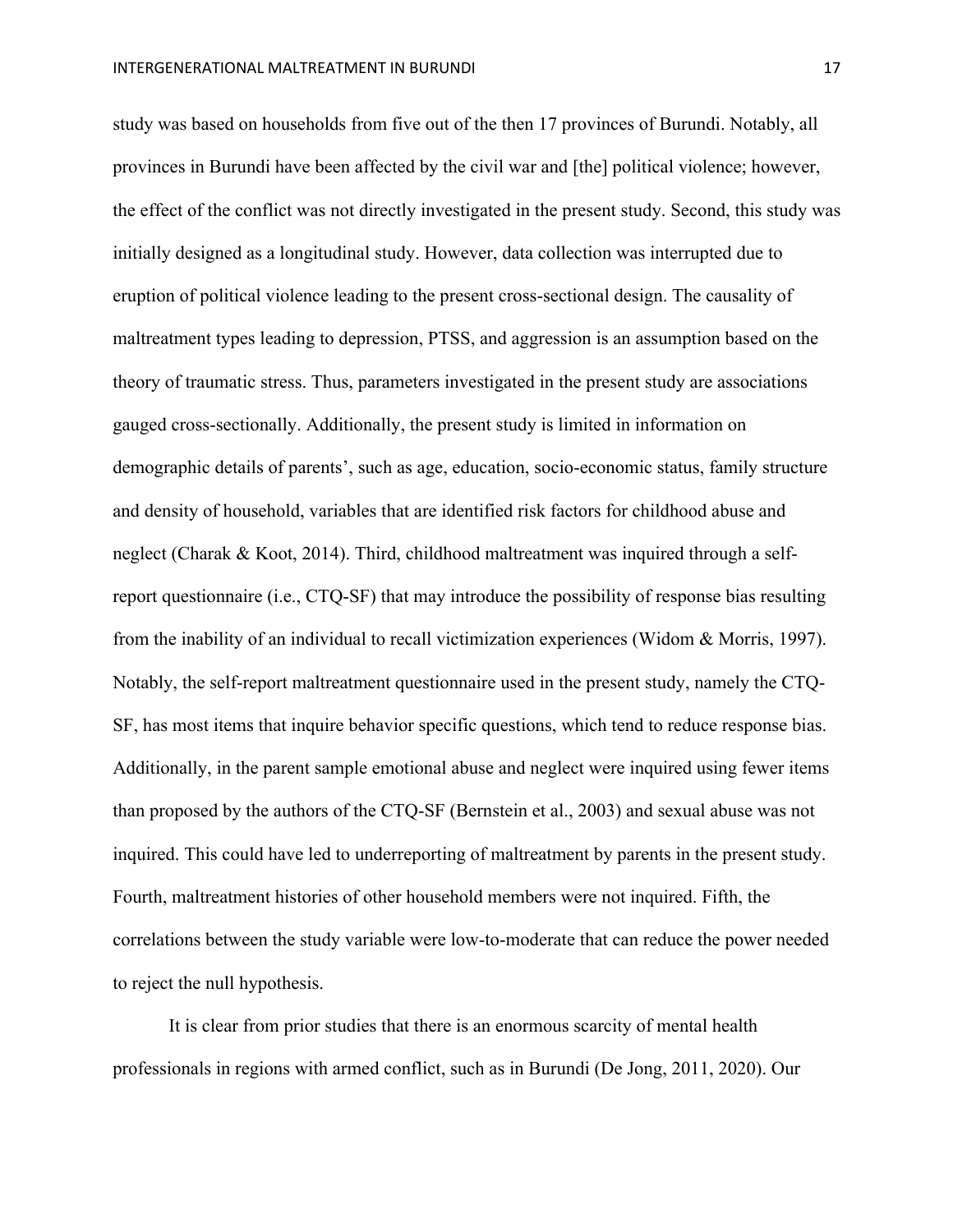study was based on households from five out of the then 17 provinces of Burundi. Notably, all provinces in Burundi have been affected by the civil war and [the] political violence; however, the effect of the conflict was not directly investigated in the present study. Second, this study was initially designed as a longitudinal study. However, data collection was interrupted due to eruption of political violence leading to the present cross-sectional design. The causality of maltreatment types leading to depression, PTSS, and aggression is an assumption based on the theory of traumatic stress. Thus, parameters investigated in the present study are associations gauged cross-sectionally. Additionally, the present study is limited in information on demographic details of parents', such as age, education, socio-economic status, family structure and density of household, variables that are identified risk factors for childhood abuse and neglect (Charak & Koot, 2014). Third, childhood maltreatment was inquired through a self-report questionnaire (i.e., CTQ-SF) that may introduce the possibility of response bias resulting from the inability of an individual to recall victimization experiences (Widom & Morris, 1997). Notably, the self-report maltreatment questionnaire used in the present study, namely the CTQ-SF, has most items that inquire behavior specific questions, which tend to reduce response bias. Additionally, in the parent sample emotional abuse and neglect were inquired using fewer items than proposed by the authors of the CTQ-SF (Bernstein et al., 2003) and sexual abuse was not inquired. This could have led to underreporting of maltreatment by parents in the present study. Fourth, maltreatment histories of other household members were not inquired. Fifth, the correlations between the study variable were low-to-moderate that can reduce the power needed to reject the null hypothesis.

It is clear from prior studies that there is an enormous scarcity of mental health professionals in regions with armed conflict, such as in Burundi (De Jong, 2011, 2020). Our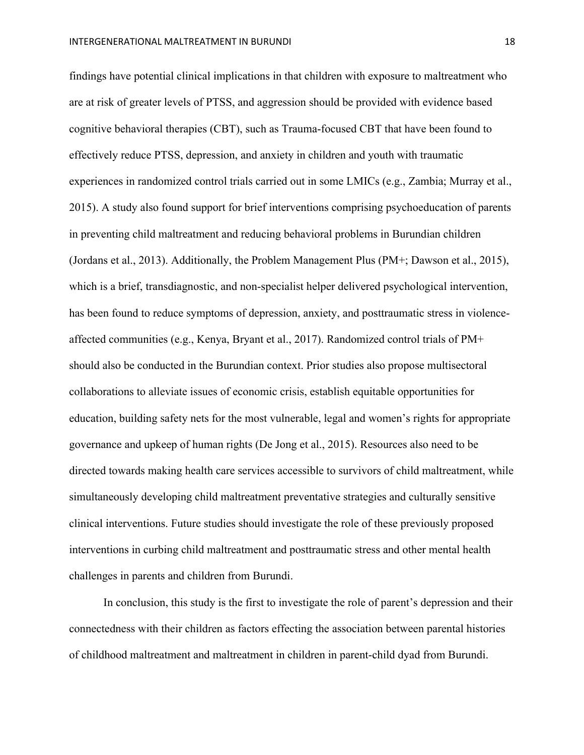findings have potential clinical implications in that children with exposure to maltreatment who are at risk of greater levels of PTSS, and aggression should be provided with evidence based cognitive behavioral therapies (CBT), such as Trauma-focused CBT that have been found to effectively reduce PTSS, depression, and anxiety in children and youth with traumatic experiences in randomized control trials carried out in some LMICs (e.g., Zambia; Murray et al., 2015). A study also found support for brief interventions comprising psychoeducation of parents in preventing child maltreatment and reducing behavioral problems in Burundian children (Jordans et al., 2013). Additionally, the Problem Management Plus (PM+; Dawson et al., 2015), which is a brief, transdiagnostic, and non-specialist helper delivered psychological intervention, has been found to reduce symptoms of depression, anxiety, and posttraumatic stress in violence-affected communities (e.g., Kenya, Bryant et al., 2017). Randomized control trials of PM+ should also be conducted in the Burundian context. Prior studies also propose multisectoral collaborations to alleviate issues of economic crisis, establish equitable opportunities for education, building safety nets for the most vulnerable, legal and women's rights for appropriate governance and upkeep of human rights (De Jong et al., 2015). Resources also need to be directed towards making health care services accessible to survivors of child maltreatment, while simultaneously developing child maltreatment preventative strategies and culturally sensitive clinical interventions. Future studies should investigate the role of these previously proposed interventions in curbing child maltreatment and posttraumatic stress and other mental health challenges in parents and children from Burundi.

In conclusion, this study is the first to investigate the role of parent's depression and their connectedness with their children as factors effecting the association between parental histories of childhood maltreatment and maltreatment in children in parent-child dyad from Burundi.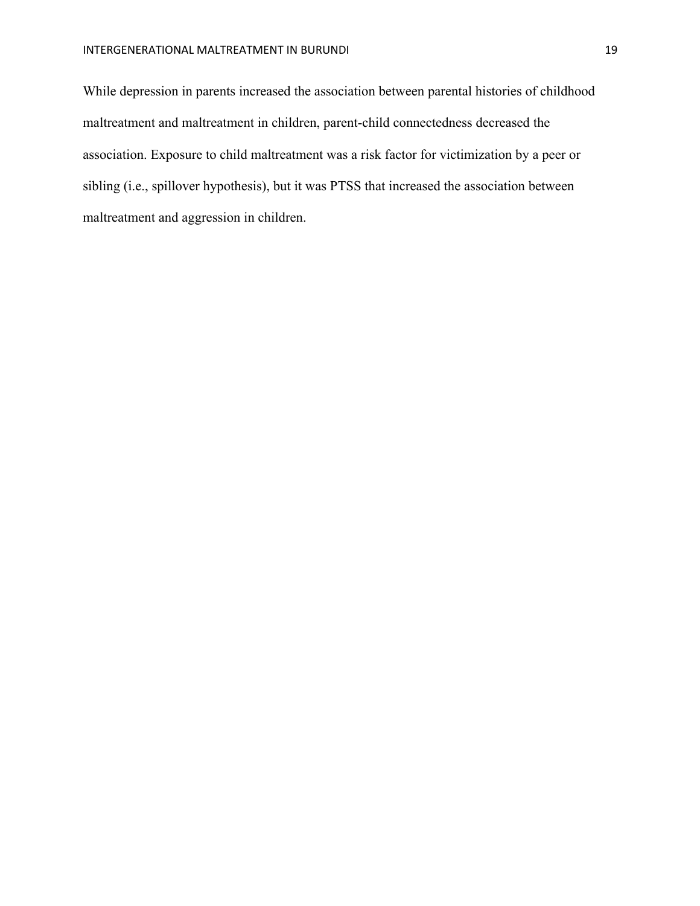While depression in parents increased the association between parental histories of childhood maltreatment and maltreatment in children, parent-child connectedness decreased the association. Exposure to child maltreatment was a risk factor for victimization by a peer or sibling (i.e., spillover hypothesis), but it was PTSS that increased the association between maltreatment and aggression in children.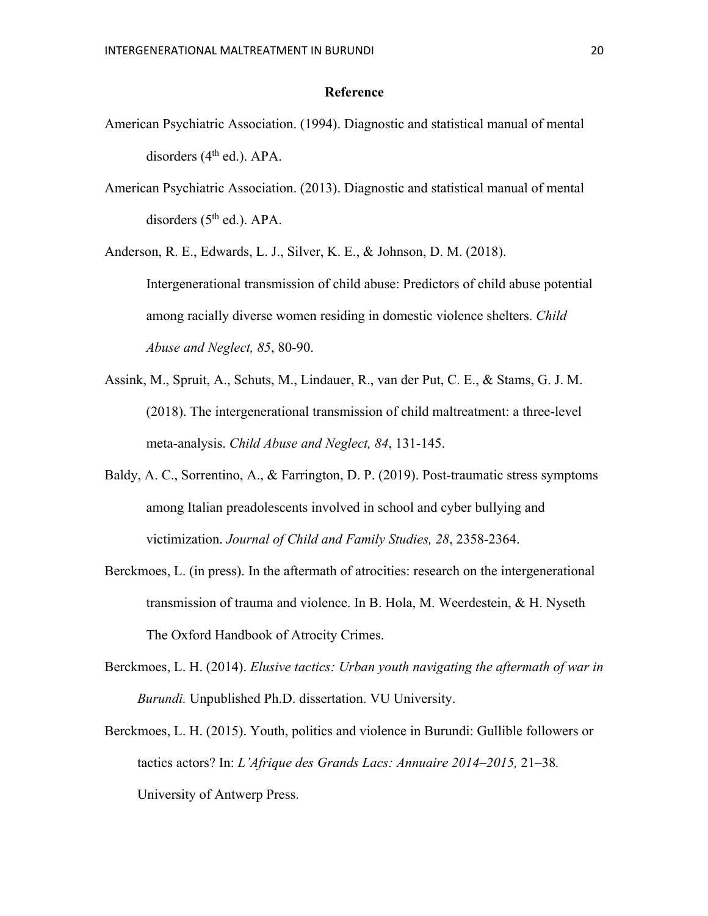## Reference

American Psychiatric Association. (1994). Diagnostic and statistical manual of mental disorders (4th ed.). APA.

American Psychiatric Association. (2013). Diagnostic and statistical manual of mental disorders (5th ed.). APA.

Anderson, R. E., Edwards, L. J., Silver, K. E., & Johnson, D. M. (2018). Intergenerational transmission of child abuse: Predictors of child abuse potential among racially diverse women residing in domestic violence shelters. *Child Abuse and Neglect, 85*, 80-90.

Assink, M., Spruit, A., Schuts, M., Lindauer, R., van der Put, C. E., & Stams, G. J. M. (2018). The intergenerational transmission of child maltreatment: a three-level meta-analysis. *Child Abuse and Neglect, 84*, 131-145.

Baldy, A. C., Sorrentino, A., & Farrington, D. P. (2019). Post-traumatic stress symptoms among Italian preadolescents involved in school and cyber bullying and victimization. *Journal of Child and Family Studies, 28*, 2358-2364.

Berckmoes, L. (in press). In the aftermath of atrocities: research on the intergenerational transmission of trauma and violence. In B. Hola, M. Weerdestein, & H. Nyseth The Oxford Handbook of Atrocity Crimes.

Berckmoes, L. H. (2014). *Elusive tactics: Urban youth navigating the aftermath of war in Burundi.* Unpublished Ph.D. dissertation. VU University.

Berckmoes, L. H. (2015). Youth, politics and violence in Burundi: Gullible followers or tactics actors? In: *L'Afrique des Grands Lacs: Annuaire 2014–2015,* 21–38. University of Antwerp Press.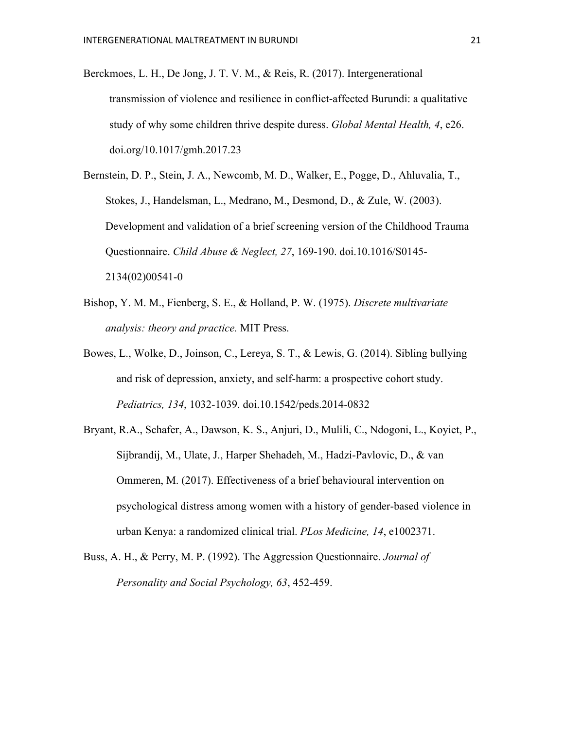Berckmoes, L. H., De Jong, J. T. V. M., & Reis, R. (2017). Intergenerational transmission of violence and resilience in conflict-affected Burundi: a qualitative study of why some children thrive despite duress. *Global Mental Health, 4*, e26. doi.org/10.1017/gmh.2017.23

Bernstein, D. P., Stein, J. A., Newcomb, M. D., Walker, E., Pogge, D., Ahluvalia, T., Stokes, J., Handelsman, L., Medrano, M., Desmond, D., & Zule, W. (2003). Development and validation of a brief screening version of the Childhood Trauma Questionnaire. *Child Abuse & Neglect, 27*, 169-190. doi.10.1016/S0145-2134(02)00541-0

Bishop, Y. M. M., Fienberg, S. E., & Holland, P. W. (1975). *Discrete multivariate analysis: theory and practice.* MIT Press.

Bowes, L., Wolke, D., Joinson, C., Lereya, S. T., & Lewis, G. (2014). Sibling bullying and risk of depression, anxiety, and self-harm: a prospective cohort study. *Pediatrics, 134*, 1032-1039. doi.10.1542/peds.2014-0832

Bryant, R.A., Schafer, A., Dawson, K. S., Anjuri, D., Mulili, C., Ndogoni, L., Koyiet, P., Sijbrandij, M., Ulate, J., Harper Shehadeh, M., Hadzi-Pavlovic, D., & van Ommeren, M. (2017). Effectiveness of a brief behavioural intervention on psychological distress among women with a history of gender-based violence in urban Kenya: a randomized clinical trial. *PLos Medicine, 14*, e1002371.

Buss, A. H., & Perry, M. P. (1992). The Aggression Questionnaire. *Journal of Personality and Social Psychology, 63*, 452-459.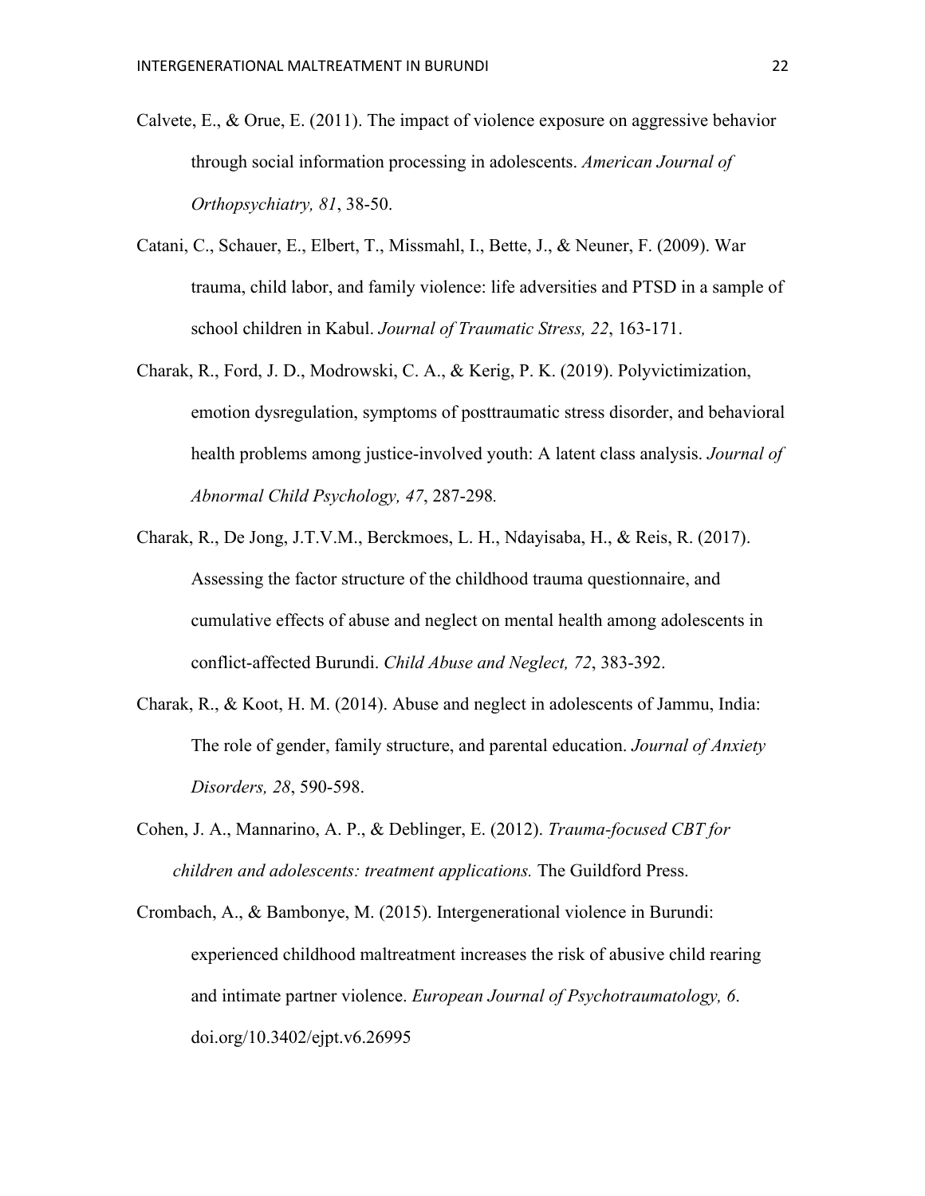Calvete, E., & Orue, E. (2011). The impact of violence exposure on aggressive behavior through social information processing in adolescents. *American Journal of Orthopsychiatry, 81*, 38-50.

Catani, C., Schauer, E., Elbert, T., Missmahl, I., Bette, J., & Neuner, F. (2009). War trauma, child labor, and family violence: life adversities and PTSD in a sample of school children in Kabul. *Journal of Traumatic Stress, 22*, 163-171.

Charak, R., Ford, J. D., Modrowski, C. A., & Kerig, P. K. (2019). Polyvictimization, emotion dysregulation, symptoms of posttraumatic stress disorder, and behavioral health problems among justice-involved youth: A latent class analysis. *Journal of Abnormal Child Psychology, 47*, 287-298.

Charak, R., De Jong, J.T.V.M., Berckmoes, L. H., Ndayisaba, H., & Reis, R. (2017). Assessing the factor structure of the childhood trauma questionnaire, and cumulative effects of abuse and neglect on mental health among adolescents in conflict-affected Burundi. *Child Abuse and Neglect, 72*, 383-392.

Charak, R., & Koot, H. M. (2014). Abuse and neglect in adolescents of Jammu, India: The role of gender, family structure, and parental education. *Journal of Anxiety Disorders, 28*, 590-598.

Cohen, J. A., Mannarino, A. P., & Deblinger, E. (2012). *Trauma-focused CBT for children and adolescents: treatment applications.* The Guildford Press.

Crombach, A., & Bambonye, M. (2015). Intergenerational violence in Burundi: experienced childhood maltreatment increases the risk of abusive child rearing and intimate partner violence. *European Journal of Psychotraumatology, 6*. doi.org/10.3402/ejpt.v6.26995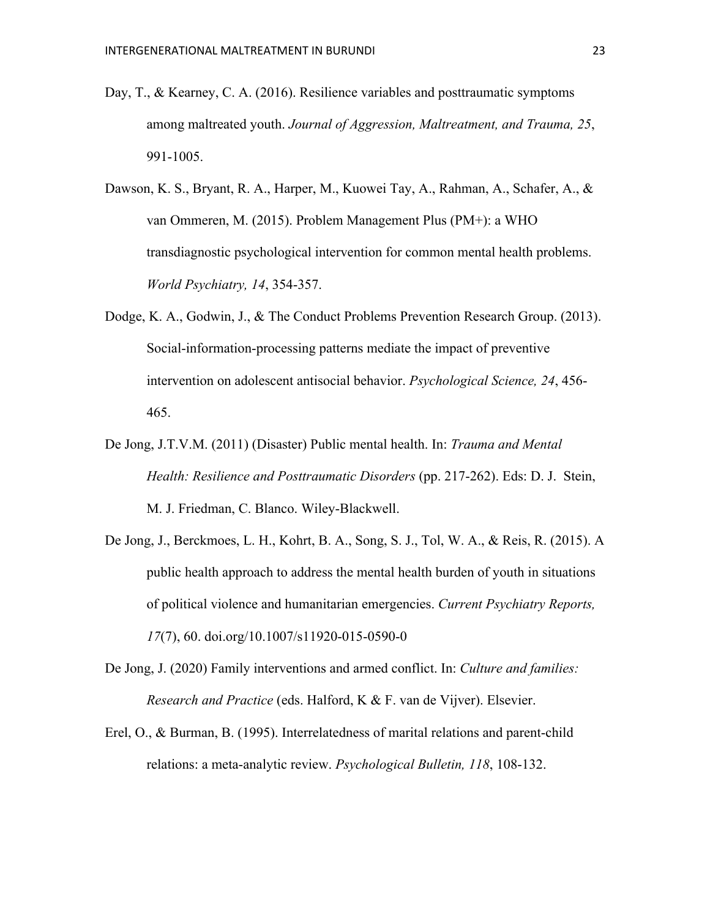Day, T., & Kearney, C. A. (2016). Resilience variables and posttraumatic symptoms among maltreated youth. *Journal of Aggression, Maltreatment, and Trauma, 25*, 991-1005.

Dawson, K. S., Bryant, R. A., Harper, M., Kuowei Tay, A., Rahman, A., Schafer, A., & van Ommeren, M. (2015). Problem Management Plus (PM+): a WHO transdiagnostic psychological intervention for common mental health problems. *World Psychiatry, 14*, 354-357.

Dodge, K. A., Godwin, J., & The Conduct Problems Prevention Research Group. (2013). Social-information-processing patterns mediate the impact of preventive intervention on adolescent antisocial behavior. *Psychological Science, 24*, 456-465.

De Jong, J.T.V.M. (2011) (Disaster) Public mental health. In: *Trauma and Mental Health: Resilience and Posttraumatic Disorders* (pp. 217-262). Eds: D. J. Stein, M. J. Friedman, C. Blanco. Wiley-Blackwell.

De Jong, J., Berckmoes, L. H., Kohrt, B. A., Song, S. J., Tol, W. A., & Reis, R. (2015). A public health approach to address the mental health burden of youth in situations of political violence and humanitarian emergencies. *Current Psychiatry Reports, 17*(7), 60. doi.org/10.1007/s11920-015-0590-0

De Jong, J. (2020) Family interventions and armed conflict. In: *Culture and families: Research and Practice* (eds. Halford, K & F. van de Vijver). Elsevier.

Erel, O., & Burman, B. (1995). Interrelatedness of marital relations and parent-child relations: a meta-analytic review. *Psychological Bulletin, 118*, 108-132.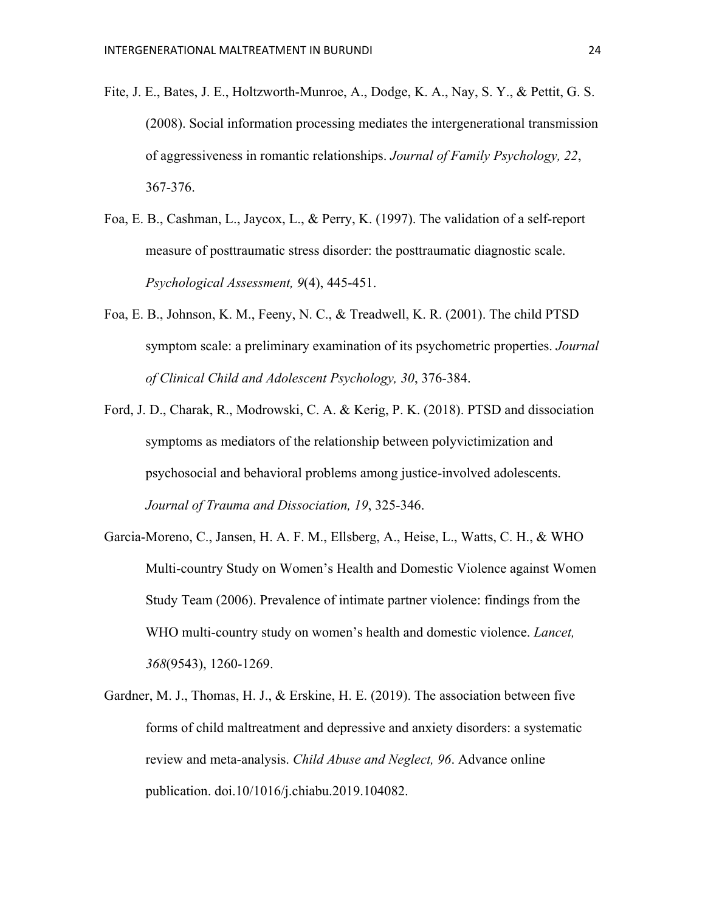Fite, J. E., Bates, J. E., Holtzworth-Munroe, A., Dodge, K. A., Nay, S. Y., & Pettit, G. S. (2008). Social information processing mediates the intergenerational transmission of aggressiveness in romantic relationships. *Journal of Family Psychology, 22*, 367-376.

Foa, E. B., Cashman, L., Jaycox, L., & Perry, K. (1997). The validation of a self-report measure of posttraumatic stress disorder: the posttraumatic diagnostic scale. *Psychological Assessment, 9*(4), 445-451.

Foa, E. B., Johnson, K. M., Feeny, N. C., & Treadwell, K. R. (2001). The child PTSD symptom scale: a preliminary examination of its psychometric properties. *Journal of Clinical Child and Adolescent Psychology, 30*, 376-384.

Ford, J. D., Charak, R., Modrowski, C. A. & Kerig, P. K. (2018). PTSD and dissociation symptoms as mediators of the relationship between polyvictimization and psychosocial and behavioral problems among justice-involved adolescents. *Journal of Trauma and Dissociation, 19*, 325-346.

Garcia-Moreno, C., Jansen, H. A. F. M., Ellsberg, A., Heise, L., Watts, C. H., & WHO Multi-country Study on Women's Health and Domestic Violence against Women Study Team (2006). Prevalence of intimate partner violence: findings from the WHO multi-country study on women's health and domestic violence. *Lancet, 368*(9543), 1260-1269.

Gardner, M. J., Thomas, H. J., & Erskine, H. E. (2019). The association between five forms of child maltreatment and depressive and anxiety disorders: a systematic review and meta-analysis. *Child Abuse and Neglect, 96*. Advance online publication. doi.10/1016/j.chiabu.2019.104082.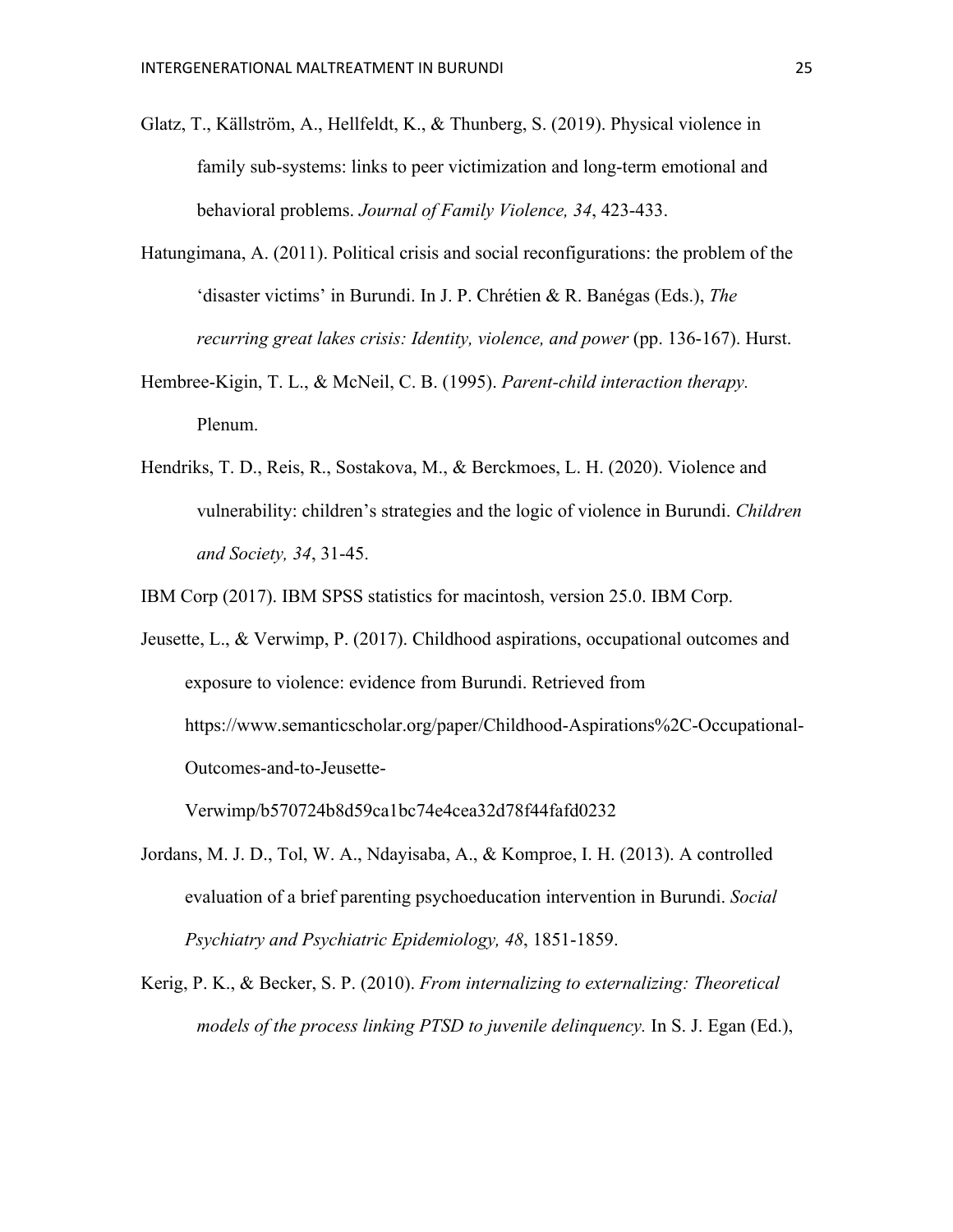Glatz, T., Källström, A., Hellfeldt, K., & Thunberg, S. (2019). Physical violence in family sub-systems: links to peer victimization and long-term emotional and behavioral problems. *Journal of Family Violence, 34*, 423-433.

Hatungimana, A. (2011). Political crisis and social reconfigurations: the problem of the 'disaster victims' in Burundi. In J. P. Chrétien & R. Banégas (Eds.), *The recurring great lakes crisis: Identity, violence, and power* (pp. 136-167). Hurst.

Hembree-Kigin, T. L., & McNeil, C. B. (1995). *Parent-child interaction therapy.* Plenum.

Hendriks, T. D., Reis, R., Sostakova, M., & Berckmoes, L. H. (2020). Violence and vulnerability: children's strategies and the logic of violence in Burundi. *Children and Society, 34*, 31-45.

IBM Corp (2017). IBM SPSS statistics for macintosh, version 25.0. IBM Corp.

Jeusette, L., & Verwimp, P. (2017). Childhood aspirations, occupational outcomes and exposure to violence: evidence from Burundi. Retrieved from https://www.semanticscholar.org/paper/Childhood-Aspirations%2C-Occupational-Outcomes-and-to-Jeusette-Verwimp/b570724b8d59ca1bc74e4cea32d78f44fafd0232

Jordans, M. J. D., Tol, W. A., Ndayisaba, A., & Komproe, I. H. (2013). A controlled evaluation of a brief parenting psychoeducation intervention in Burundi. *Social Psychiatry and Psychiatric Epidemiology, 48*, 1851-1859.

Kerig, P. K., & Becker, S. P. (2010). *From internalizing to externalizing: Theoretical models of the process linking PTSD to juvenile delinquency.* In S. J. Egan (Ed.),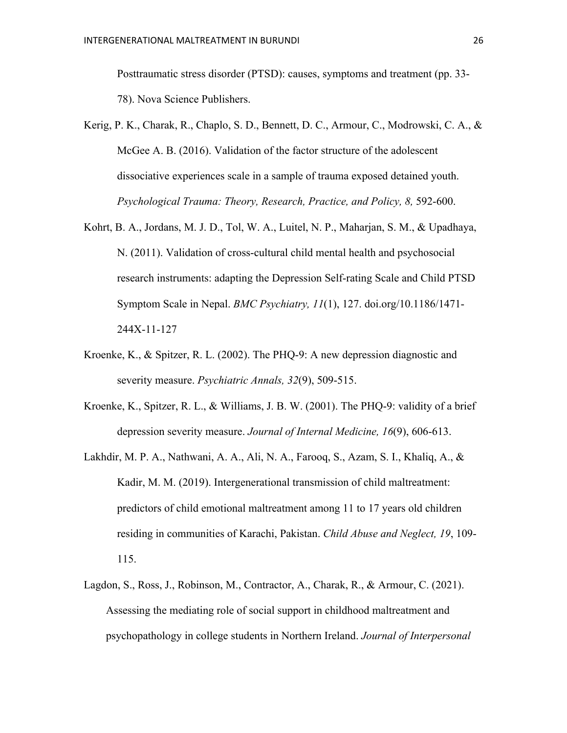Posttraumatic stress disorder (PTSD): causes, symptoms and treatment (pp. 33-78). Nova Science Publishers.

Kerig, P. K., Charak, R., Chaplo, S. D., Bennett, D. C., Armour, C., Modrowski, C. A., & McGee A. B. (2016). Validation of the factor structure of the adolescent dissociative experiences scale in a sample of trauma exposed detained youth. *Psychological Trauma: Theory, Research, Practice, and Policy, 8,* 592-600.

Kohrt, B. A., Jordans, M. J. D., Tol, W. A., Luitel, N. P., Maharjan, S. M., & Upadhaya, N. (2011). Validation of cross-cultural child mental health and psychosocial research instruments: adapting the Depression Self-rating Scale and Child PTSD Symptom Scale in Nepal. *BMC Psychiatry, 11*(1), 127. doi.org/10.1186/1471-244X-11-127

Kroenke, K., & Spitzer, R. L. (2002). The PHQ-9: A new depression diagnostic and severity measure. *Psychiatric Annals, 32*(9), 509-515.

Kroenke, K., Spitzer, R. L., & Williams, J. B. W. (2001). The PHQ-9: validity of a brief depression severity measure. *Journal of Internal Medicine, 16*(9), 606-613.

Lakhdir, M. P. A., Nathwani, A. A., Ali, N. A., Farooq, S., Azam, S. I., Khaliq, A., & Kadir, M. M. (2019). Intergenerational transmission of child maltreatment: predictors of child emotional maltreatment among 11 to 17 years old children residing in communities of Karachi, Pakistan. *Child Abuse and Neglect, 19*, 109-115.

Lagdon, S., Ross, J., Robinson, M., Contractor, A., Charak, R., & Armour, C. (2021). Assessing the mediating role of social support in childhood maltreatment and psychopathology in college students in Northern Ireland. *Journal of Interpersonal*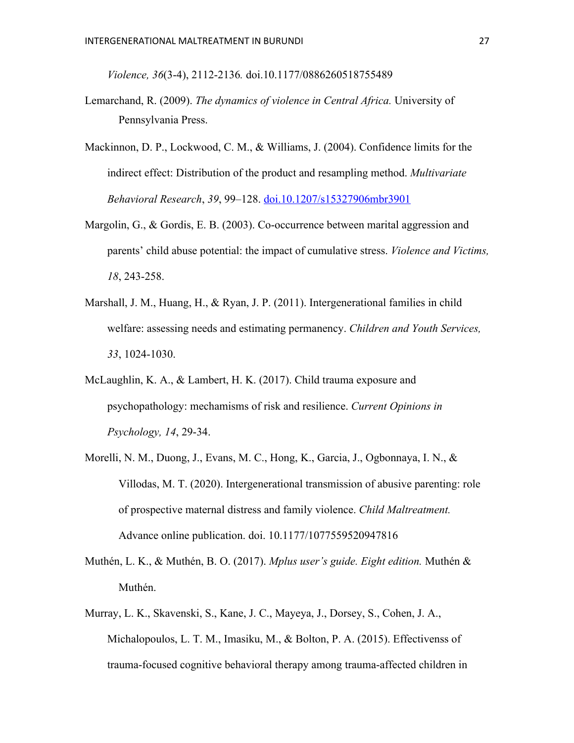*Violence, 36*(3-4), 2112-2136. doi.10.1177/0886260518755489

Lemarchand, R. (2009). *The dynamics of violence in Central Africa.* University of Pennsylvania Press.

Mackinnon, D. P., Lockwood, C. M., & Williams, J. (2004). Confidence limits for the indirect effect: Distribution of the product and resampling method. *Multivariate Behavioral Research*, *39*, 99–128. doi.10.1207/s15327906mbr3901

Margolin, G., & Gordis, E. B. (2003). Co-occurrence between marital aggression and parents' child abuse potential: the impact of cumulative stress. *Violence and Victims, 18*, 243-258.

Marshall, J. M., Huang, H., & Ryan, J. P. (2011). Intergenerational families in child welfare: assessing needs and estimating permanency. *Children and Youth Services, 33*, 1024-1030.

McLaughlin, K. A., & Lambert, H. K. (2017). Child trauma exposure and psychopathology: mechanisms of risk and resilience. *Current Opinions in Psychology, 14*, 29-34.

Morelli, N. M., Duong, J., Evans, M. C., Hong, K., Garcia, J., Ogbonnaya, I. N., & Villodas, M. T. (2020). Intergenerational transmission of abusive parenting: role of prospective maternal distress and family violence. *Child Maltreatment.* Advance online publication. doi. 10.1177/1077559520947816

Muthén, L. K., & Muthén, B. O. (2017). *Mplus user's guide. Eight edition.* Muthén & Muthén.

Murray, L. K., Skavenski, S., Kane, J. C., Mayeya, J., Dorsey, S., Cohen, J. A., Michalopoulos, L. T. M., Imasiku, M., & Bolton, P. A. (2015). Effectivenss of trauma-focused cognitive behavioral therapy among trauma-affected children in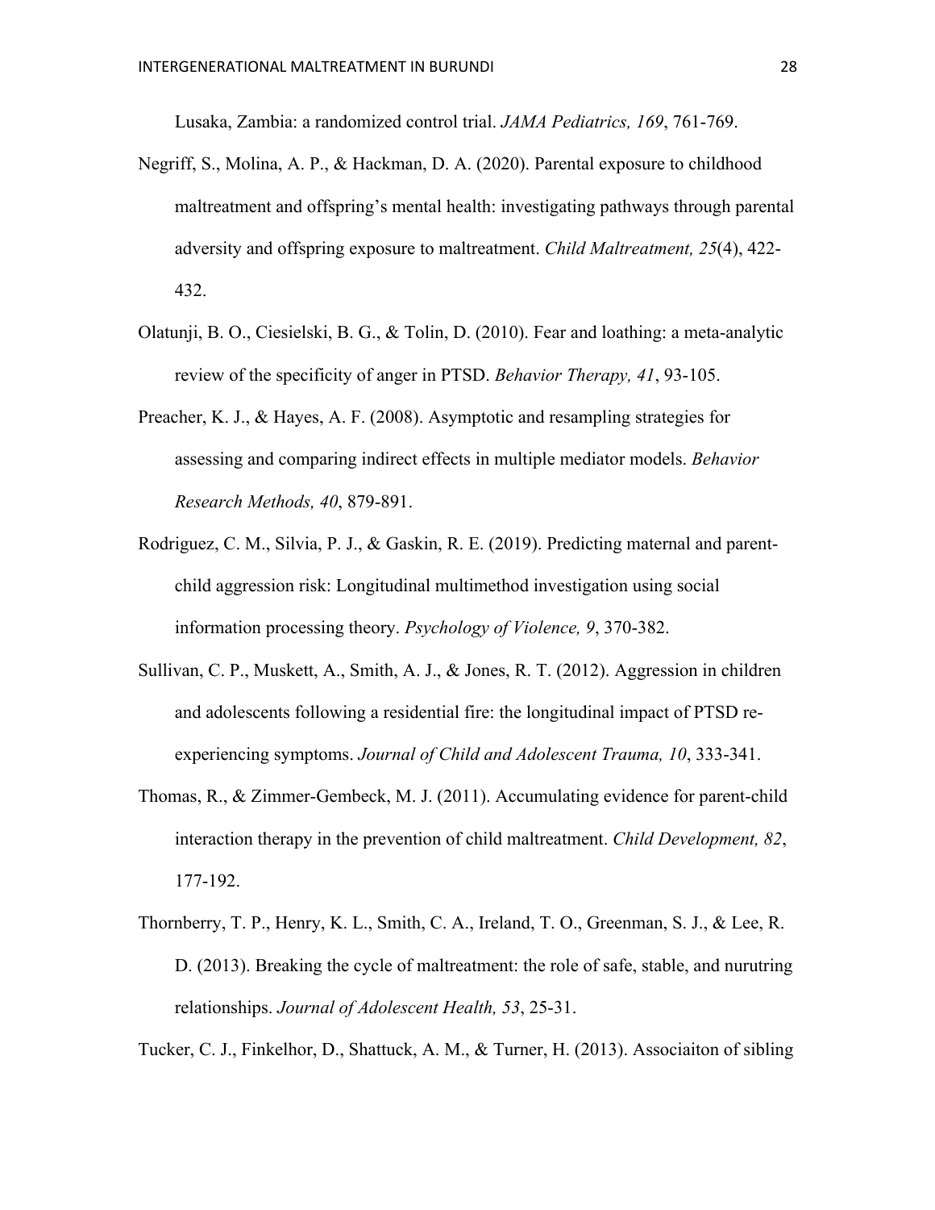Lusaka, Zambia: a randomized control trial. *JAMA Pediatrics, 169*, 761-769.

Negriff, S., Molina, A. P., & Hackman, D. A. (2020). Parental exposure to childhood maltreatment and offspring's mental health: investigating pathways through parental adversity and offspring exposure to maltreatment. *Child Maltreatment, 25*(4), 422-432.

Olatunji, B. O., Ciesielski, B. G., & Tolin, D. (2010). Fear and loathing: a meta-analytic review of the specificity of anger in PTSD. *Behavior Therapy, 41*, 93-105.

Preacher, K. J., & Hayes, A. F. (2008). Asymptotic and resampling strategies for assessing and comparing indirect effects in multiple mediator models. *Behavior Research Methods, 40*, 879-891.

Rodriguez, C. M., Silvia, P. J., & Gaskin, R. E. (2019). Predicting maternal and parent-child aggression risk: Longitudinal multimethod investigation using social information processing theory. *Psychology of Violence, 9*, 370-382.

Sullivan, C. P., Muskett, A., Smith, A. J., & Jones, R. T. (2012). Aggression in children and adolescents following a residential fire: the longitudinal impact of PTSD re-experiencing symptoms. *Journal of Child and Adolescent Trauma, 10*, 333-341.

Thomas, R., & Zimmer-Gembeck, M. J. (2011). Accumulating evidence for parent-child interaction therapy in the prevention of child maltreatment. *Child Development, 82*, 177-192.

Thornberry, T. P., Henry, K. L., Smith, C. A., Ireland, T. O., Greenman, S. J., & Lee, R. D. (2013). Breaking the cycle of maltreatment: the role of safe, stable, and nurutring relationships. *Journal of Adolescent Health, 53*, 25-31.

Tucker, C. J., Finkelhor, D., Shattuck, A. M., & Turner, H. (2013). Associaiton of sibling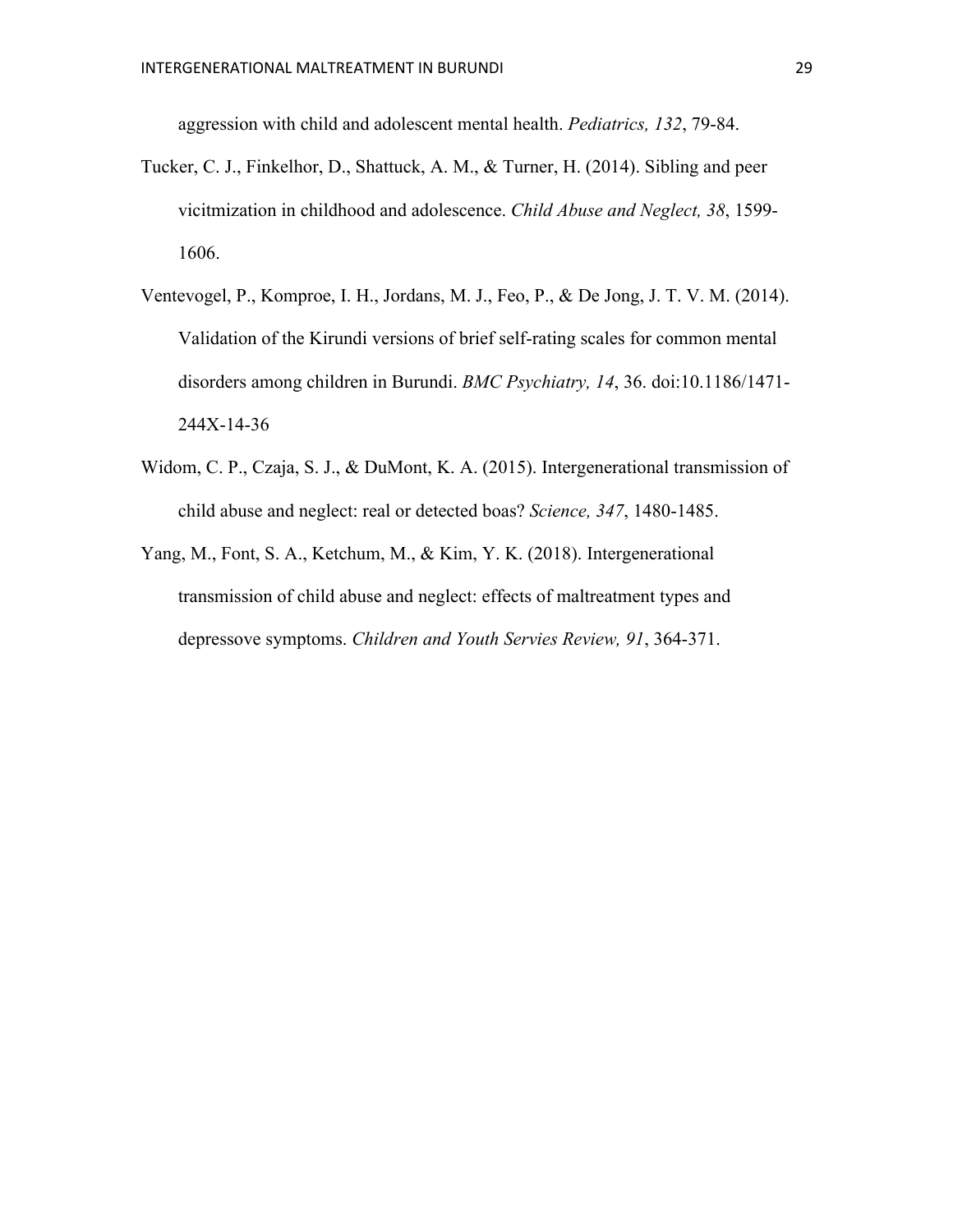aggression with child and adolescent mental health. *Pediatrics, 132*, 79-84.

Tucker, C. J., Finkelhor, D., Shattuck, A. M., & Turner, H. (2014). Sibling and peer vicitmization in childhood and adolescence. *Child Abuse and Neglect, 38*, 1599-1606.

Ventevogel, P., Komproe, I. H., Jordans, M. J., Feo, P., & De Jong, J. T. V. M. (2014). Validation of the Kirundi versions of brief self-rating scales for common mental disorders among children in Burundi. *BMC Psychiatry, 14*, 36. doi:10.1186/1471-244X-14-36

Widom, C. P., Czaja, S. J., & DuMont, K. A. (2015). Intergenerational transmission of child abuse and neglect: real or detected boas? *Science, 347*, 1480-1485.

Yang, M., Font, S. A., Ketchum, M., & Kim, Y. K. (2018). Intergenerational transmission of child abuse and neglect: effects of maltreatment types and depressove symptoms. *Children and Youth Servies Review, 91*, 364-371.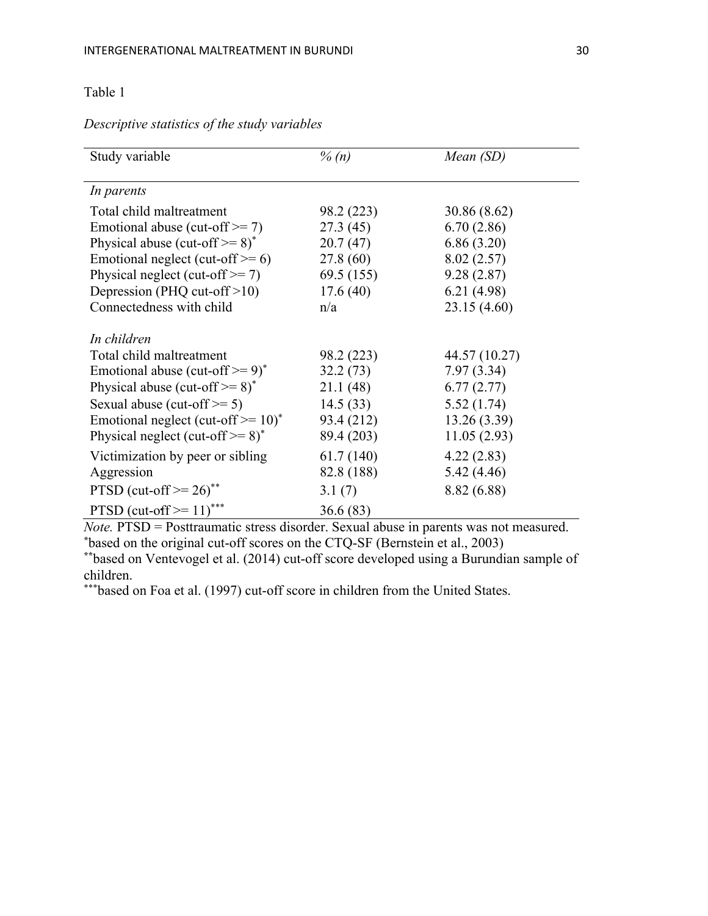Table 1

*Descriptive statistics of the study variables*

| Study variable | *% (n)* | *Mean (SD)* |
|---|---|---|
| *In parents* | | |
| Total child maltreatment | 98.2 (223) | 30.86 (8.62) |
| Emotional abuse (cut-off >= 7) | 27.3 (45) | 6.70 (2.86) |
| Physical abuse (cut-off >= 8)* | 20.7 (47) | 6.86 (3.20) |
| Emotional neglect (cut-off >= 6) | 27.8 (60) | 8.02 (2.57) |
| Physical neglect (cut-off >= 7) | 69.5 (155) | 9.28 (2.87) |
| Depression (PHQ cut-off >10) | 17.6 (40) | 6.21 (4.98) |
| Connectedness with child | n/a | 23.15 (4.60) |
| *In children* | | |
| Total child maltreatment | 98.2 (223) | 44.57 (10.27) |
| Emotional abuse (cut-off >= 9)* | 32.2 (73) | 7.97 (3.34) |
| Physical abuse (cut-off >= 8)* | 21.1 (48) | 6.77 (2.77) |
| Sexual abuse (cut-off >= 5) | 14.5 (33) | 5.52 (1.74) |
| Emotional neglect (cut-off >= 10)* | 93.4 (212) | 13.26 (3.39) |
| Physical neglect (cut-off >= 8)* | 89.4 (203) | 11.05 (2.93) |
| Victimization by peer or sibling | 61.7 (140) | 4.22 (2.83) |
| Aggression | 82.8 (188) | 5.42 (4.46) |
| PTSD (cut-off >= 26)** | 3.1 (7) | 8.82 (6.88) |
| PTSD (cut-off >= 11)*** | 36.6 (83) | |

*Note.* PTSD = Posttraumatic stress disorder. Sexual abuse in parents was not measured.
*based on the original cut-off scores on the CTQ-SF (Bernstein et al., 2003)
**based on Ventevogel et al. (2014) cut-off score developed using a Burundian sample of children.
***based on Foa et al. (1997) cut-off score in children from the United States.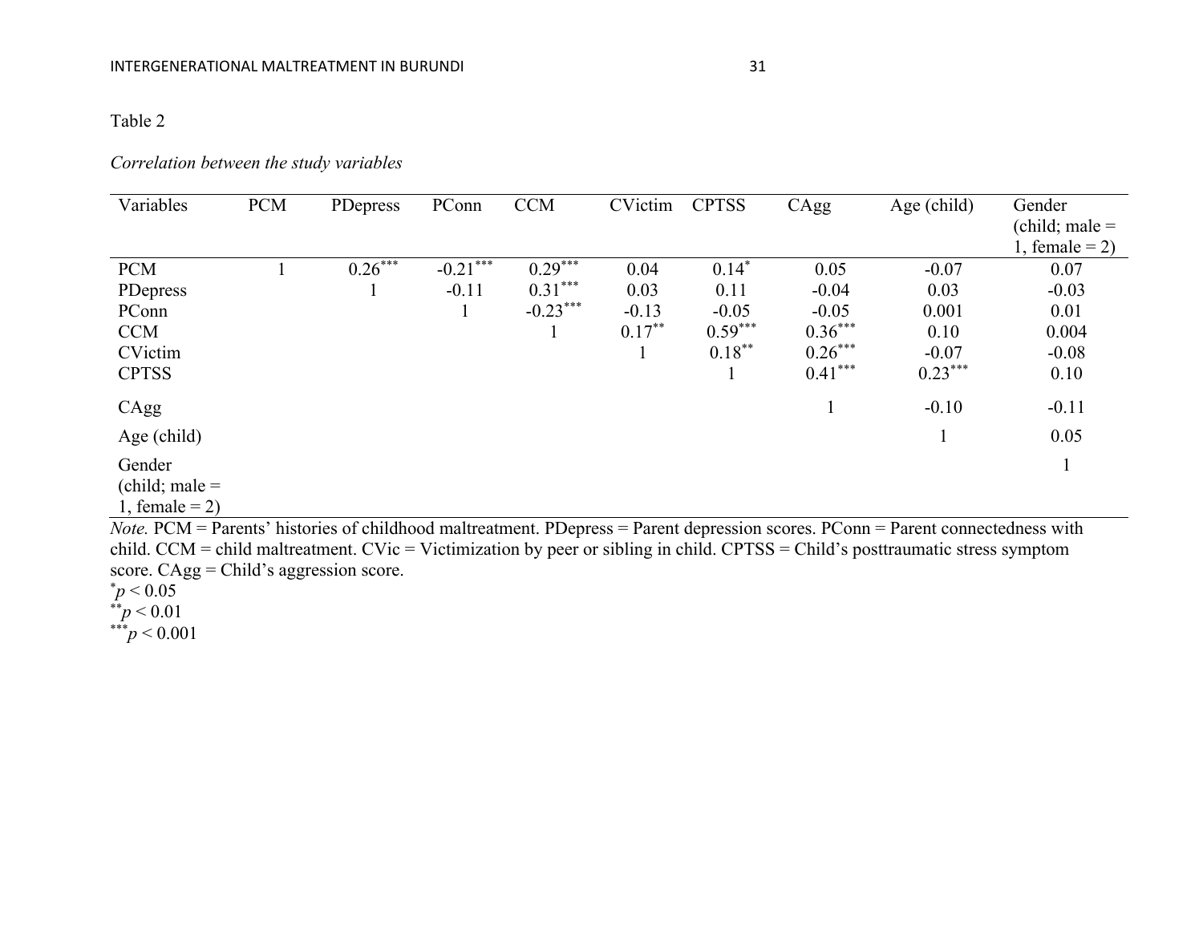Table 2

*Correlation between the study variables*

| Variables | PCM | PDepress | PConn | CCM | CVictim | CPTSS | CAgg | Age (child) | Gender (child; male = 1, female = 2) |
|---|---|---|---|---|---|---|---|---|---|
| PCM | 1 | 0.26*** | -0.21*** | 0.29*** | 0.04 | 0.14* | 0.05 | -0.07 | 0.07 |
| PDepress | | 1 | -0.11 | 0.31*** | 0.03 | 0.11 | -0.04 | 0.03 | -0.03 |
| PConn | | | 1 | -0.23*** | -0.13 | -0.05 | -0.05 | 0.001 | 0.01 |
| CCM | | | | 1 | 0.17** | 0.59*** | 0.36*** | 0.10 | 0.004 |
| CVictim | | | | | 1 | 0.18** | 0.26*** | -0.07 | -0.08 |
| CPTSS | | | | | | 1 | 0.41*** | 0.23*** | 0.10 |
| CAgg | | | | | | | 1 | -0.10 | -0.11 |
| Age (child) | | | | | | | | 1 | 0.05 |
| Gender (child; male = 1, female = 2) | | | | | | | | | 1 |

*Note.* PCM = Parents' histories of childhood maltreatment. PDepress = Parent depression scores. PConn = Parent connectedness with child. CCM = child maltreatment. CVic = Victimization by peer or sibling in child. CPTSS = Child's posttraumatic stress symptom score. CAgg = Child's aggression score.

\* $p < 0.05$

\*\* $p < 0.01$

\*\*\* $p < 0.001$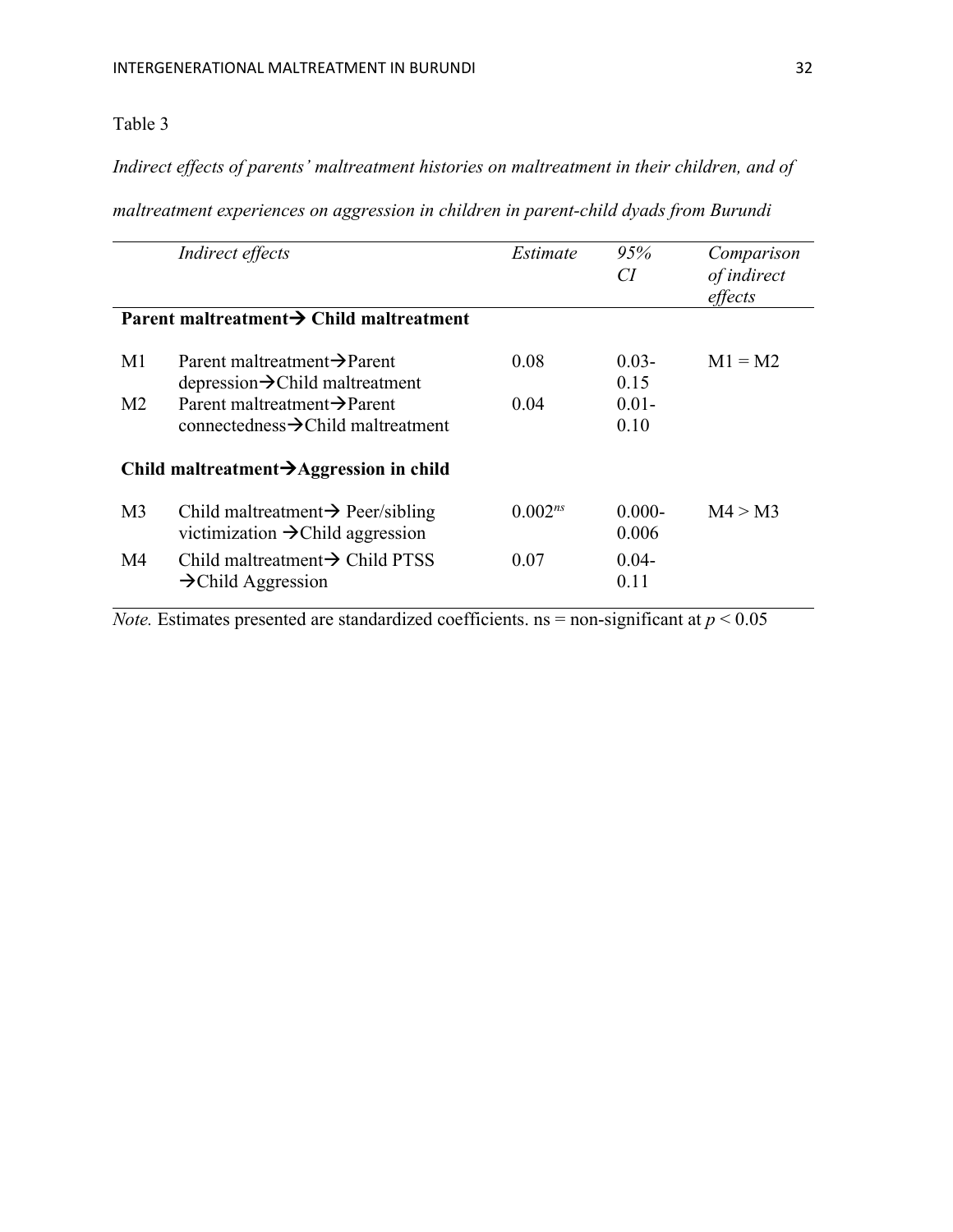Table 3

*Indirect effects of parents' maltreatment histories on maltreatment in their children, and of maltreatment experiences on aggression in children in parent-child dyads from Burundi*

| | *Indirect effects* | *Estimate* | *95% CI* | *Comparison of indirect effects* |
|---|---|---|---|---|
| **Parent maltreatment→ Child maltreatment** | | | | |
| M1 | Parent maltreatment→Parent depression→Child maltreatment | 0.08 | 0.03-0.15 | M1 = M2 |
| M2 | Parent maltreatment→Parent connectedness→Child maltreatment | 0.04 | 0.01-0.10 | |
| **Child maltreatment→Aggression in child** | | | | |
| M3 | Child maltreatment→ Peer/sibling victimization →Child aggression | $0.002^{ns}$ | 0.000-0.006 | M4 > M3 |
| M4 | Child maltreatment→ Child PTSS →Child Aggression | 0.07 | 0.04-0.11 | |

*Note.* Estimates presented are standardized coefficients. ns = non-significant at $p < 0.05$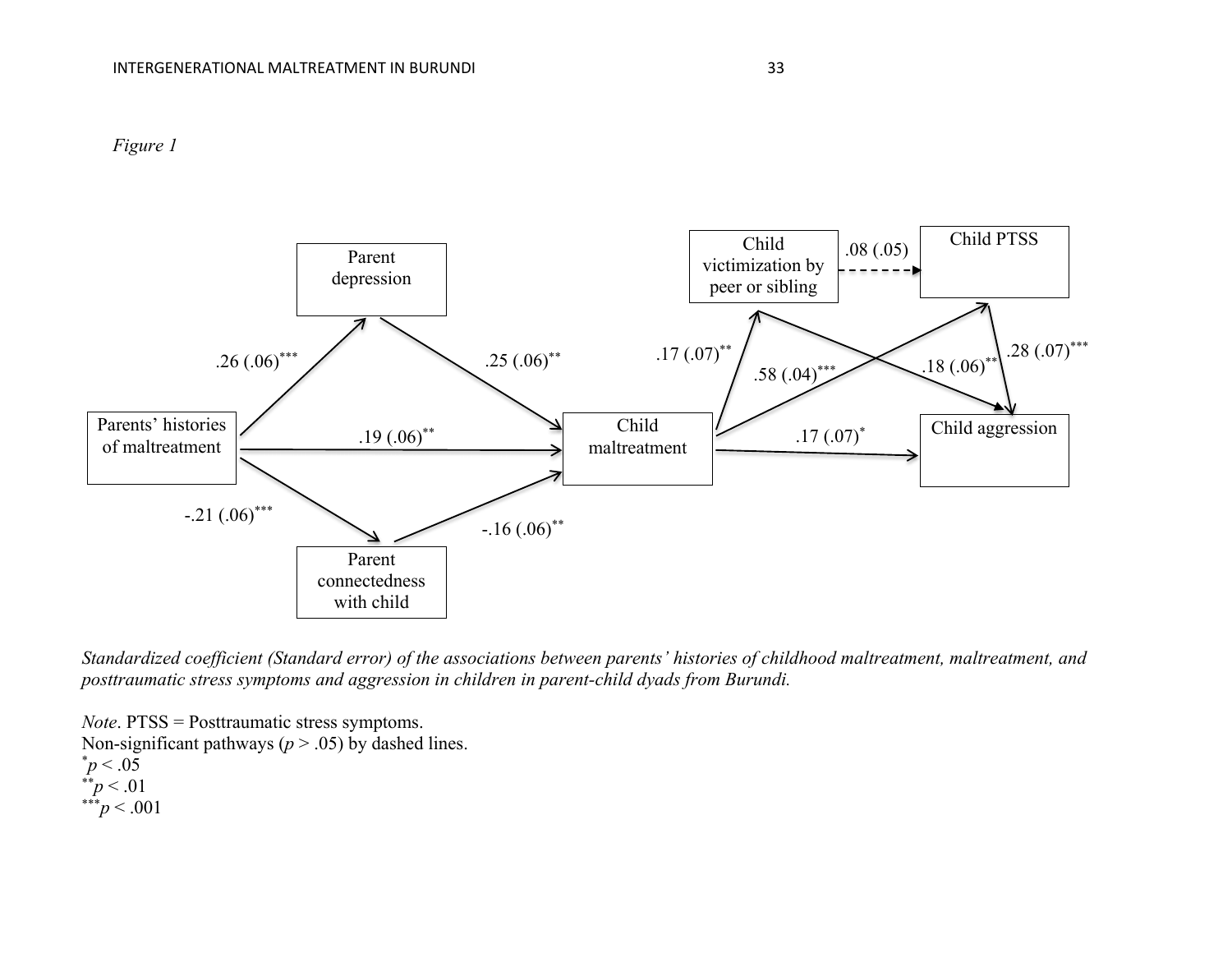*Figure 1*

Parent depression

Parents' histories of maltreatment

Parent connectedness with child

Child maltreatment

Child victimization by peer or sibling

Child PTSS

Child aggression

.26 (.06)***

.25 (.06)**

.19 (.06)**

-.21 (.06)***

-.16 (.06)**

.17 (.07)**

.58 (.04)***

.08 (.05)

.18 (.06)**

.28 (.07)***

.17 (.07)*

*Standardized coefficient (Standard error) of the associations between parents' histories of childhood maltreatment, maltreatment, and posttraumatic stress symptoms and aggression in children in parent-child dyads from Burundi.*

*Note*. PTSS = Posttraumatic stress symptoms.
Non-significant pathways ($p$ > .05) by dashed lines.
*$p$ < .05
**$p$ < .01
***$p$ < .001